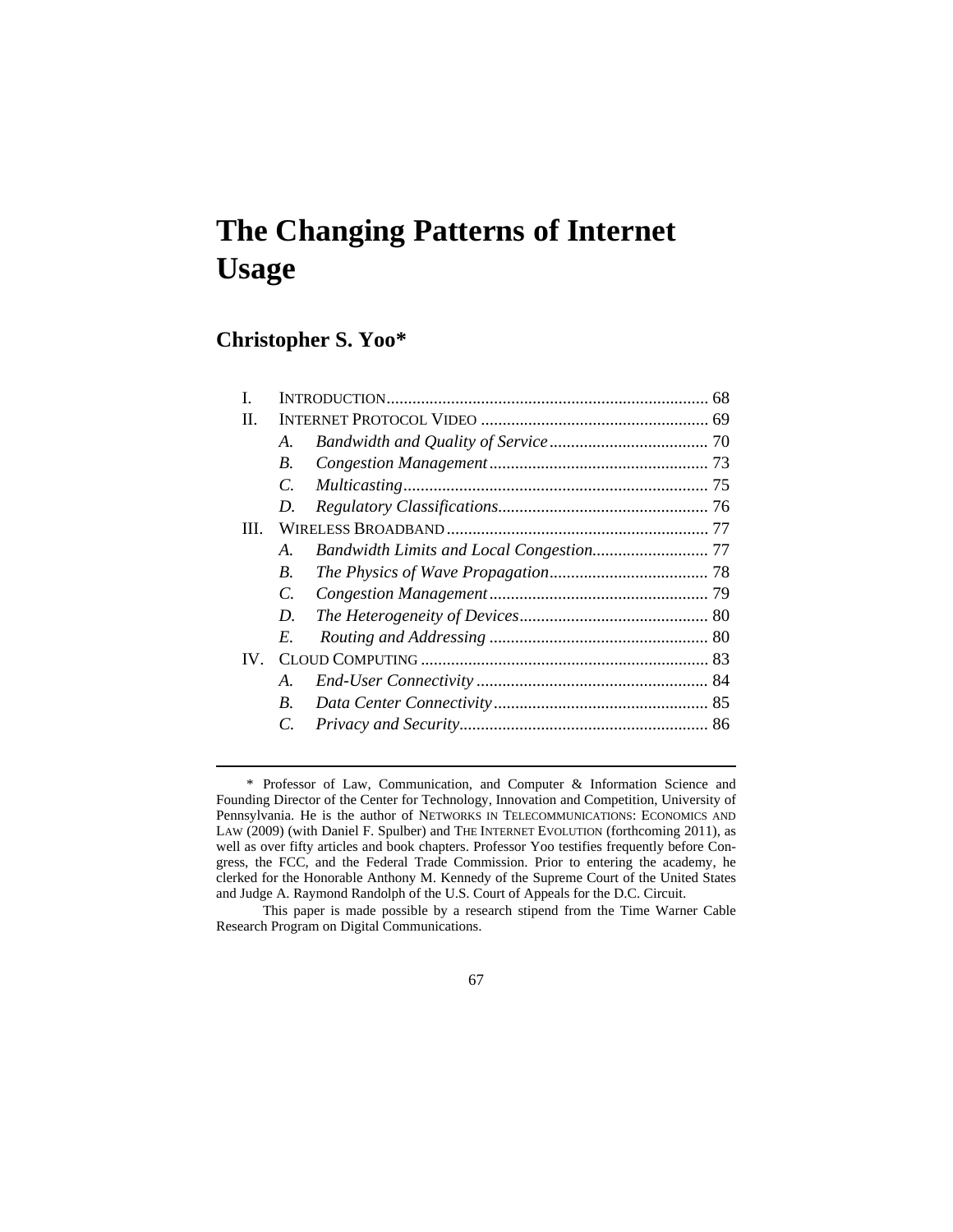# The Changing Patterns of Internet Usage

## Christopher S. Yoo*

| | | | |
|---|---|---|---|
| I. | INTRODUCTION | | 68 |
| II. | INTERNET PROTOCOL VIDEO | | 69 |
| | *A.* | *Bandwidth and Quality of Service* | 70 |
| | *B.* | *Congestion Management* | 73 |
| | *C.* | *Multicasting* | 75 |
| | *D.* | *Regulatory Classifications* | 76 |
| III. | WIRELESS BROADBAND | | 77 |
| | *A.* | *Bandwidth Limits and Local Congestion* | 77 |
| | *B.* | *The Physics of Wave Propagation* | 78 |
| | *C.* | *Congestion Management* | 79 |
| | *D.* | *The Heterogeneity of Devices* | 80 |
| | *E.* | *Routing and Addressing* | 80 |
| IV. | CLOUD COMPUTING | | 83 |
| | *A.* | *End-User Connectivity* | 84 |
| | *B.* | *Data Center Connectivity* | 85 |
| | *C.* | *Privacy and Security* | 86 |

---

\* Professor of Law, Communication, and Computer & Information Science and Founding Director of the Center for Technology, Innovation and Competition, University of Pennsylvania. He is the author of NETWORKS IN TELECOMMUNICATIONS: ECONOMICS AND LAW (2009) (with Daniel F. Spulber) and THE INTERNET EVOLUTION (forthcoming 2011), as well as over fifty articles and book chapters. Professor Yoo testifies frequently before Congress, the FCC, and the Federal Trade Commission. Prior to entering the academy, he clerked for the Honorable Anthony M. Kennedy of the Supreme Court of the United States and Judge A. Raymond Randolph of the U.S. Court of Appeals for the D.C. Circuit.

This paper is made possible by a research stipend from the Time Warner Cable Research Program on Digital Communications.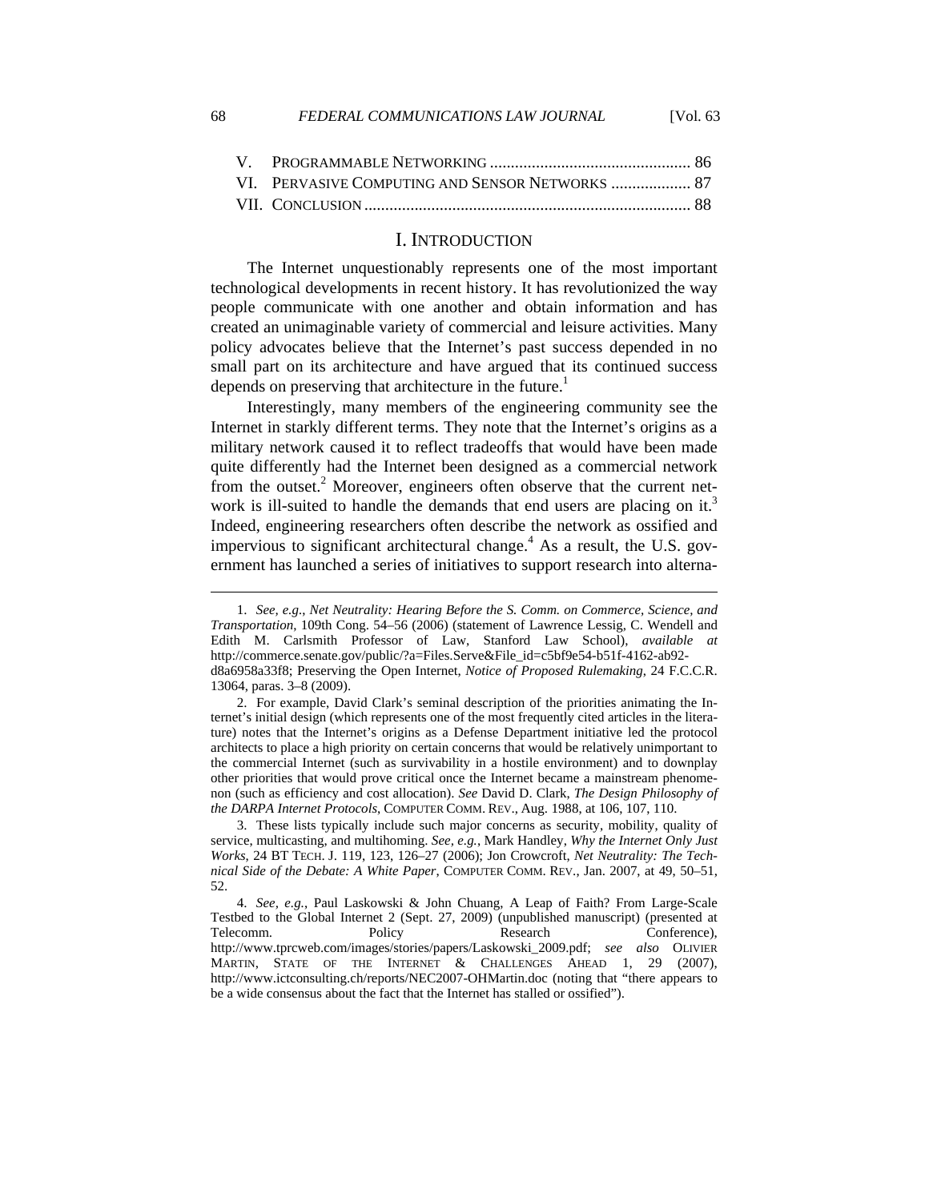V. PROGRAMMABLE NETWORKING ................................................ 86
VI. PERVASIVE COMPUTING AND SENSOR NETWORKS ................... 87
VII. CONCLUSION ............................................................................. 88

## I. INTRODUCTION

The Internet unquestionably represents one of the most important technological developments in recent history. It has revolutionized the way people communicate with one another and obtain information and has created an unimaginable variety of commercial and leisure activities. Many policy advocates believe that the Internet's past success depended in no small part on its architecture and have argued that its continued success depends on preserving that architecture in the future.[1]

Interestingly, many members of the engineering community see the Internet in starkly different terms. They note that the Internet's origins as a military network caused it to reflect tradeoffs that would have been made quite differently had the Internet been designed as a commercial network from the outset.[2] Moreover, engineers often observe that the current network is ill-suited to handle the demands that end users are placing on it.[3] Indeed, engineering researchers often describe the network as ossified and impervious to significant architectural change.[4] As a result, the U.S. government has launched a series of initiatives to support research into alterna-

---

1. *See, e.g.*, *Net Neutrality: Hearing Before the S. Comm. on Commerce, Science, and Transportation*, 109th Cong. 54–56 (2006) (statement of Lawrence Lessig, C. Wendell and Edith M. Carlsmith Professor of Law, Stanford Law School), *available at* http://commerce.senate.gov/public/?a=Files.Serve&File_id=c5bf9e54-b51f-4162-ab92-d8a6958a33f8; Preserving the Open Internet, *Notice of Proposed Rulemaking*, 24 F.C.C.R. 13064, paras. 3–8 (2009).

2. For example, David Clark's seminal description of the priorities animating the Internet's initial design (which represents one of the most frequently cited articles in the literature) notes that the Internet's origins as a Defense Department initiative led the protocol architects to place a high priority on certain concerns that would be relatively unimportant to the commercial Internet (such as survivability in a hostile environment) and to downplay other priorities that would prove critical once the Internet became a mainstream phenomenon (such as efficiency and cost allocation). *See* David D. Clark, *The Design Philosophy of the DARPA Internet Protocols*, COMPUTER COMM. REV., Aug. 1988, at 106, 107, 110.

3. These lists typically include such major concerns as security, mobility, quality of service, multicasting, and multihoming. *See, e.g.*, Mark Handley, *Why the Internet Only Just Works*, 24 BT TECH. J. 119, 123, 126–27 (2006); Jon Crowcroft, *Net Neutrality: The Technical Side of the Debate: A White Paper*, COMPUTER COMM. REV., Jan. 2007, at 49, 50–51, 52.

4. *See, e.g.*, Paul Laskowski & John Chuang, A Leap of Faith? From Large-Scale Testbed to the Global Internet 2 (Sept. 27, 2009) (unpublished manuscript) (presented at Telecomm. Policy Research Conference), http://www.tprcweb.com/images/stories/papers/Laskowski_2009.pdf; *see also* OLIVIER MARTIN, STATE OF THE INTERNET & CHALLENGES AHEAD 1, 29 (2007), http://www.ictconsulting.ch/reports/NEC2007-OHMartin.doc (noting that "there appears to be a wide consensus about the fact that the Internet has stalled or ossified").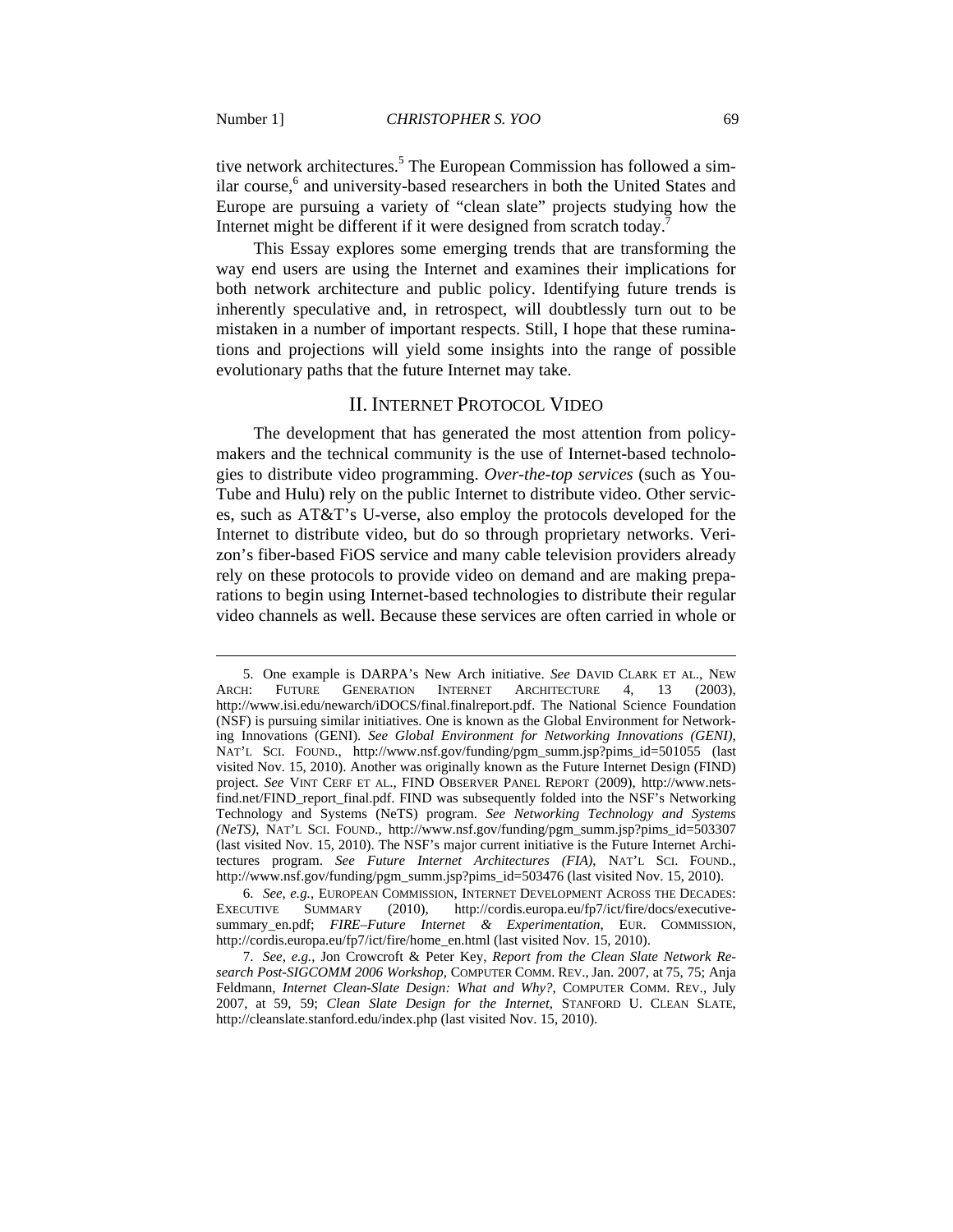tive network architectures.[5] The European Commission has followed a similar course,[6] and university-based researchers in both the United States and Europe are pursuing a variety of "clean slate" projects studying how the Internet might be different if it were designed from scratch today.[7]

This Essay explores some emerging trends that are transforming the way end users are using the Internet and examines their implications for both network architecture and public policy. Identifying future trends is inherently speculative and, in retrospect, will doubtlessly turn out to be mistaken in a number of important respects. Still, I hope that these ruminations and projections will yield some insights into the range of possible evolutionary paths that the future Internet may take.

## II. INTERNET PROTOCOL VIDEO

The development that has generated the most attention from policymakers and the technical community is the use of Internet-based technologies to distribute video programming. *Over-the-top services* (such as YouTube and Hulu) rely on the public Internet to distribute video. Other services, such as AT&T's U-verse, also employ the protocols developed for the Internet to distribute video, but do so through proprietary networks. Verizon's fiber-based FiOS service and many cable television providers already rely on these protocols to provide video on demand and are making preparations to begin using Internet-based technologies to distribute their regular video channels as well. Because these services are often carried in whole or

---

5. One example is DARPA's New Arch initiative. *See* DAVID CLARK ET AL., NEW ARCH: FUTURE GENERATION INTERNET ARCHITECTURE 4, 13 (2003), http://www.isi.edu/newarch/iDOCS/final.finalreport.pdf. The National Science Foundation (NSF) is pursuing similar initiatives. One is known as the Global Environment for Networking Innovations (GENI). *See Global Environment for Networking Innovations (GENI)*, NAT'L SCI. FOUND., http://www.nsf.gov/funding/pgm_summ.jsp?pims_id=501055 (last visited Nov. 15, 2010). Another was originally known as the Future Internet Design (FIND) project. *See* VINT CERF ET AL., FIND OBSERVER PANEL REPORT (2009), http://www.nets-find.net/FIND_report_final.pdf. FIND was subsequently folded into the NSF's Networking Technology and Systems (NeTS) program. *See Networking Technology and Systems (NeTS)*, NAT'L SCI. FOUND., http://www.nsf.gov/funding/pgm_summ.jsp?pims_id=503307 (last visited Nov. 15, 2010). The NSF's major current initiative is the Future Internet Architectures program. *See Future Internet Architectures (FIA)*, NAT'L SCI. FOUND., http://www.nsf.gov/funding/pgm_summ.jsp?pims_id=503476 (last visited Nov. 15, 2010).

6. *See, e.g.*, EUROPEAN COMMISSION, INTERNET DEVELOPMENT ACROSS THE DECADES: EXECUTIVE SUMMARY (2010), http://cordis.europa.eu/fp7/ict/fire/docs/executive-summary_en.pdf; *FIRE–Future Internet & Experimentation*, EUR. COMMISSION, http://cordis.europa.eu/fp7/ict/fire/home_en.html (last visited Nov. 15, 2010).

7. *See, e.g.*, Jon Crowcroft & Peter Key, *Report from the Clean Slate Network Research Post-SIGCOMM 2006 Workshop*, COMPUTER COMM. REV., Jan. 2007, at 75, 75; Anja Feldmann, *Internet Clean-Slate Design: What and Why?*, COMPUTER COMM. REV., July 2007, at 59, 59; *Clean Slate Design for the Internet*, STANFORD U. CLEAN SLATE, http://cleanslate.stanford.edu/index.php (last visited Nov. 15, 2010).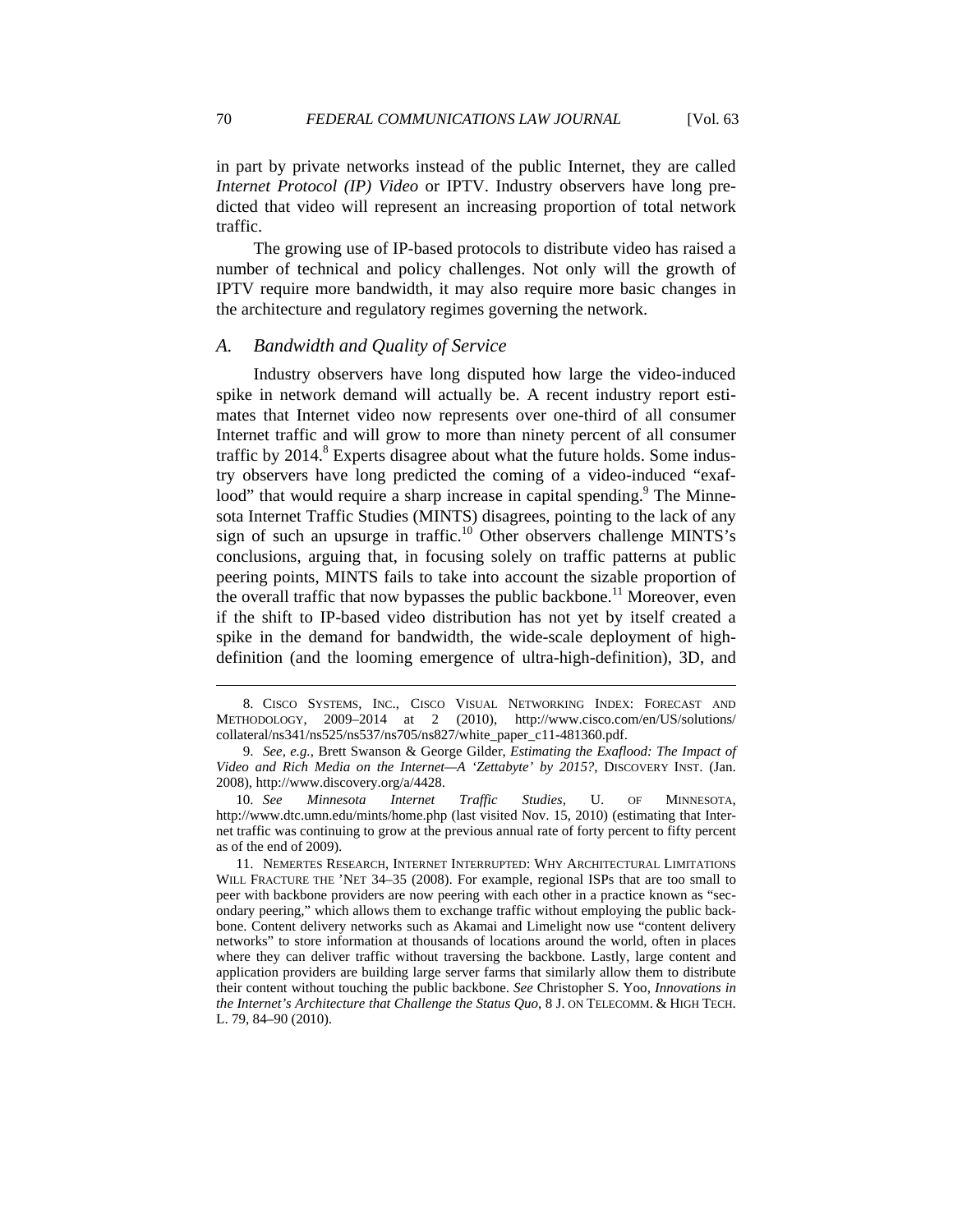in part by private networks instead of the public Internet, they are called *Internet Protocol (IP) Video* or IPTV. Industry observers have long predicted that video will represent an increasing proportion of total network traffic.

The growing use of IP-based protocols to distribute video has raised a number of technical and policy challenges. Not only will the growth of IPTV require more bandwidth, it may also require more basic changes in the architecture and regulatory regimes governing the network.

### *A. Bandwidth and Quality of Service*

Industry observers have long disputed how large the video-induced spike in network demand will actually be. A recent industry report estimates that Internet video now represents over one-third of all consumer Internet traffic and will grow to more than ninety percent of all consumer traffic by 2014.[8] Experts disagree about what the future holds. Some industry observers have long predicted the coming of a video-induced "exaflood" that would require a sharp increase in capital spending.[9] The Minnesota Internet Traffic Studies (MINTS) disagrees, pointing to the lack of any sign of such an upsurge in traffic.[10] Other observers challenge MINTS's conclusions, arguing that, in focusing solely on traffic patterns at public peering points, MINTS fails to take into account the sizable proportion of the overall traffic that now bypasses the public backbone.[11] Moreover, even if the shift to IP-based video distribution has not yet by itself created a spike in the demand for bandwidth, the wide-scale deployment of high-definition (and the looming emergence of ultra-high-definition), 3D, and

---

8. CISCO SYSTEMS, INC., CISCO VISUAL NETWORKING INDEX: FORECAST AND METHODOLOGY, 2009–2014 at 2 (2010), http://www.cisco.com/en/US/solutions/collateral/ns341/ns525/ns537/ns705/ns827/white_paper_c11-481360.pdf.

9. *See, e.g.*, Brett Swanson & George Gilder, *Estimating the Exaflood: The Impact of Video and Rich Media on the Internet—A 'Zettabyte' by 2015?*, DISCOVERY INST. (Jan. 2008), http://www.discovery.org/a/4428.

10. *See Minnesota Internet Traffic Studies*, U. OF MINNESOTA, http://www.dtc.umn.edu/mints/home.php (last visited Nov. 15, 2010) (estimating that Internet traffic was continuing to grow at the previous annual rate of forty percent to fifty percent as of the end of 2009).

11. NEMERTES RESEARCH, INTERNET INTERRUPTED: WHY ARCHITECTURAL LIMITATIONS WILL FRACTURE THE 'NET 34–35 (2008). For example, regional ISPs that are too small to peer with backbone providers are now peering with each other in a practice known as "secondary peering," which allows them to exchange traffic without employing the public backbone. Content delivery networks such as Akamai and Limelight now use "content delivery networks" to store information at thousands of locations around the world, often in places where they can deliver traffic without traversing the backbone. Lastly, large content and application providers are building large server farms that similarly allow them to distribute their content without touching the public backbone. *See* Christopher S. Yoo, *Innovations in the Internet's Architecture that Challenge the Status Quo*, 8 J. ON TELECOMM. & HIGH TECH. L. 79, 84–90 (2010).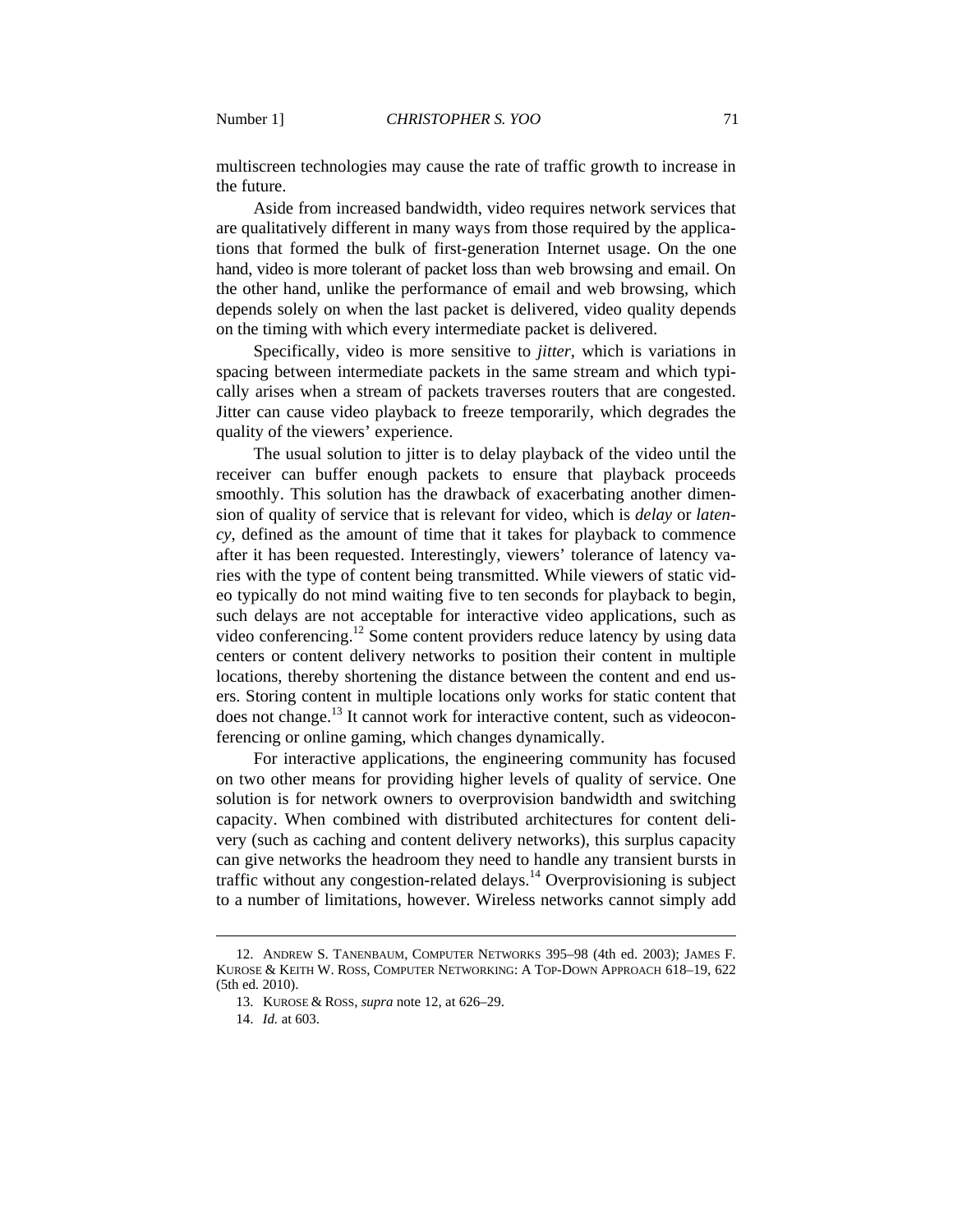multiscreen technologies may cause the rate of traffic growth to increase in the future.

Aside from increased bandwidth, video requires network services that are qualitatively different in many ways from those required by the applications that formed the bulk of first-generation Internet usage. On the one hand, video is more tolerant of packet loss than web browsing and email. On the other hand, unlike the performance of email and web browsing, which depends solely on when the last packet is delivered, video quality depends on the timing with which every intermediate packet is delivered.

Specifically, video is more sensitive to *jitter*, which is variations in spacing between intermediate packets in the same stream and which typically arises when a stream of packets traverses routers that are congested. Jitter can cause video playback to freeze temporarily, which degrades the quality of the viewers' experience.

The usual solution to jitter is to delay playback of the video until the receiver can buffer enough packets to ensure that playback proceeds smoothly. This solution has the drawback of exacerbating another dimension of quality of service that is relevant for video, which is *delay* or *latency*, defined as the amount of time that it takes for playback to commence after it has been requested. Interestingly, viewers' tolerance of latency varies with the type of content being transmitted. While viewers of static video typically do not mind waiting five to ten seconds for playback to begin, such delays are not acceptable for interactive video applications, such as video conferencing.[12] Some content providers reduce latency by using data centers or content delivery networks to position their content in multiple locations, thereby shortening the distance between the content and end users. Storing content in multiple locations only works for static content that does not change.[13] It cannot work for interactive content, such as videoconferencing or online gaming, which changes dynamically.

For interactive applications, the engineering community has focused on two other means for providing higher levels of quality of service. One solution is for network owners to overprovision bandwidth and switching capacity. When combined with distributed architectures for content delivery (such as caching and content delivery networks), this surplus capacity can give networks the headroom they need to handle any transient bursts in traffic without any congestion-related delays.[14] Overprovisioning is subject to a number of limitations, however. Wireless networks cannot simply add

---

12. ANDREW S. TANENBAUM, COMPUTER NETWORKS 395–98 (4th ed. 2003); JAMES F. KUROSE & KEITH W. ROSS, COMPUTER NETWORKING: A TOP-DOWN APPROACH 618–19, 622 (5th ed. 2010).

13. KUROSE & ROSS, *supra* note 12, at 626–29.

14. *Id.* at 603.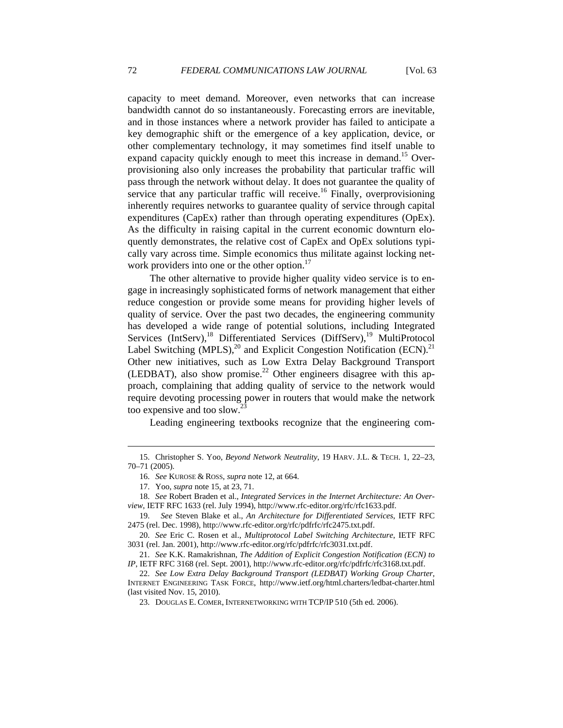capacity to meet demand. Moreover, even networks that can increase bandwidth cannot do so instantaneously. Forecasting errors are inevitable, and in those instances where a network provider has failed to anticipate a key demographic shift or the emergence of a key application, device, or other complementary technology, it may sometimes find itself unable to expand capacity quickly enough to meet this increase in demand.[15] Overprovisioning also only increases the probability that particular traffic will pass through the network without delay. It does not guarantee the quality of service that any particular traffic will receive.[16] Finally, overprovisioning inherently requires networks to guarantee quality of service through capital expenditures (CapEx) rather than through operating expenditures (OpEx). As the difficulty in raising capital in the current economic downturn eloquently demonstrates, the relative cost of CapEx and OpEx solutions typically vary across time. Simple economics thus militate against locking network providers into one or the other option.[17]

The other alternative to provide higher quality video service is to engage in increasingly sophisticated forms of network management that either reduce congestion or provide some means for providing higher levels of quality of service. Over the past two decades, the engineering community has developed a wide range of potential solutions, including Integrated Services (IntServ),[18] Differentiated Services (DiffServ),[19] MultiProtocol Label Switching (MPLS),[20] and Explicit Congestion Notification (ECN).[21] Other new initiatives, such as Low Extra Delay Background Transport (LEDBAT), also show promise.[22] Other engineers disagree with this approach, complaining that adding quality of service to the network would require devoting processing power in routers that would make the network too expensive and too slow.[23]

Leading engineering textbooks recognize that the engineering com-

---

15. Christopher S. Yoo, *Beyond Network Neutrality*, 19 HARV. J.L. & TECH. 1, 22–23, 70–71 (2005).

16. *See* KUROSE & ROSS, *supra* note 12, at 664.

17. Yoo, *supra* note 15, at 23, 71.

18. *See* Robert Braden et al., *Integrated Services in the Internet Architecture: An Overview*, IETF RFC 1633 (rel. July 1994), http://www.rfc-editor.org/rfc/rfc1633.pdf.

19. *See* Steven Blake et al., *An Architecture for Differentiated Services*, IETF RFC 2475 (rel. Dec. 1998), http://www.rfc-editor.org/rfc/pdfrfc/rfc2475.txt.pdf.

20. *See* Eric C. Rosen et al., *Multiprotocol Label Switching Architecture*, IETF RFC 3031 (rel. Jan. 2001), http://www.rfc-editor.org/rfc/pdfrfc/rfc3031.txt.pdf.

21. *See* K.K. Ramakrishnan, *The Addition of Explicit Congestion Notification (ECN) to IP*, IETF RFC 3168 (rel. Sept. 2001), http://www.rfc-editor.org/rfc/pdfrfc/rfc3168.txt.pdf.

22. *See Low Extra Delay Background Transport (LEDBAT) Working Group Charter*, INTERNET ENGINEERING TASK FORCE, http://www.ietf.org/html.charters/ledbat-charter.html (last visited Nov. 15, 2010).

23. DOUGLAS E. COMER, INTERNETWORKING WITH TCP/IP 510 (5th ed. 2006).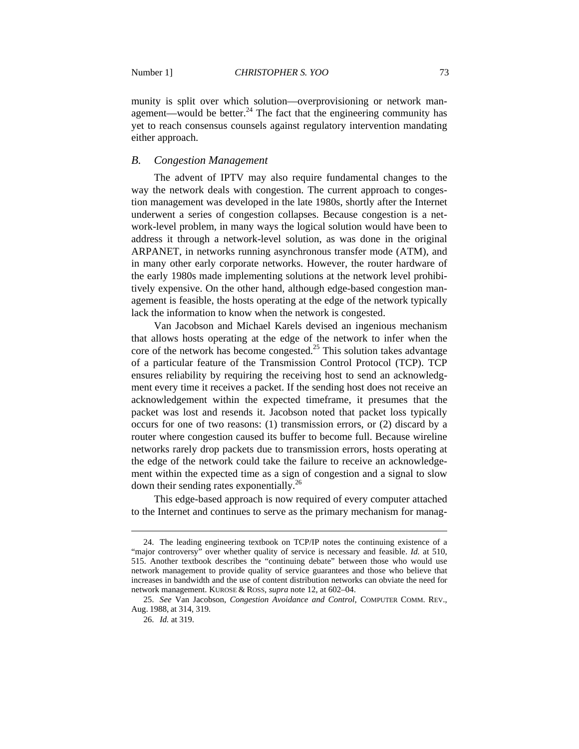munity is split over which solution—overprovisioning or network management—would be better.[24] The fact that the engineering community has yet to reach consensus counsels against regulatory intervention mandating either approach.

### *B. Congestion Management*

The advent of IPTV may also require fundamental changes to the way the network deals with congestion. The current approach to congestion management was developed in the late 1980s, shortly after the Internet underwent a series of congestion collapses. Because congestion is a network-level problem, in many ways the logical solution would have been to address it through a network-level solution, as was done in the original ARPANET, in networks running asynchronous transfer mode (ATM), and in many other early corporate networks. However, the router hardware of the early 1980s made implementing solutions at the network level prohibitively expensive. On the other hand, although edge-based congestion management is feasible, the hosts operating at the edge of the network typically lack the information to know when the network is congested.

Van Jacobson and Michael Karels devised an ingenious mechanism that allows hosts operating at the edge of the network to infer when the core of the network has become congested.[25] This solution takes advantage of a particular feature of the Transmission Control Protocol (TCP). TCP ensures reliability by requiring the receiving host to send an acknowledgment every time it receives a packet. If the sending host does not receive an acknowledgement within the expected timeframe, it presumes that the packet was lost and resends it. Jacobson noted that packet loss typically occurs for one of two reasons: (1) transmission errors, or (2) discard by a router where congestion caused its buffer to become full. Because wireline networks rarely drop packets due to transmission errors, hosts operating at the edge of the network could take the failure to receive an acknowledgement within the expected time as a sign of congestion and a signal to slow down their sending rates exponentially.[26]

This edge-based approach is now required of every computer attached to the Internet and continues to serve as the primary mechanism for manag-

---

24. The leading engineering textbook on TCP/IP notes the continuing existence of a "major controversy" over whether quality of service is necessary and feasible. *Id.* at 510, 515. Another textbook describes the "continuing debate" between those who would use network management to provide quality of service guarantees and those who believe that increases in bandwidth and the use of content distribution networks can obviate the need for network management. KUROSE & ROSS, *supra* note 12, at 602–04.

25. *See* Van Jacobson, *Congestion Avoidance and Control*, COMPUTER COMM. REV., Aug. 1988, at 314, 319.

26. *Id.* at 319.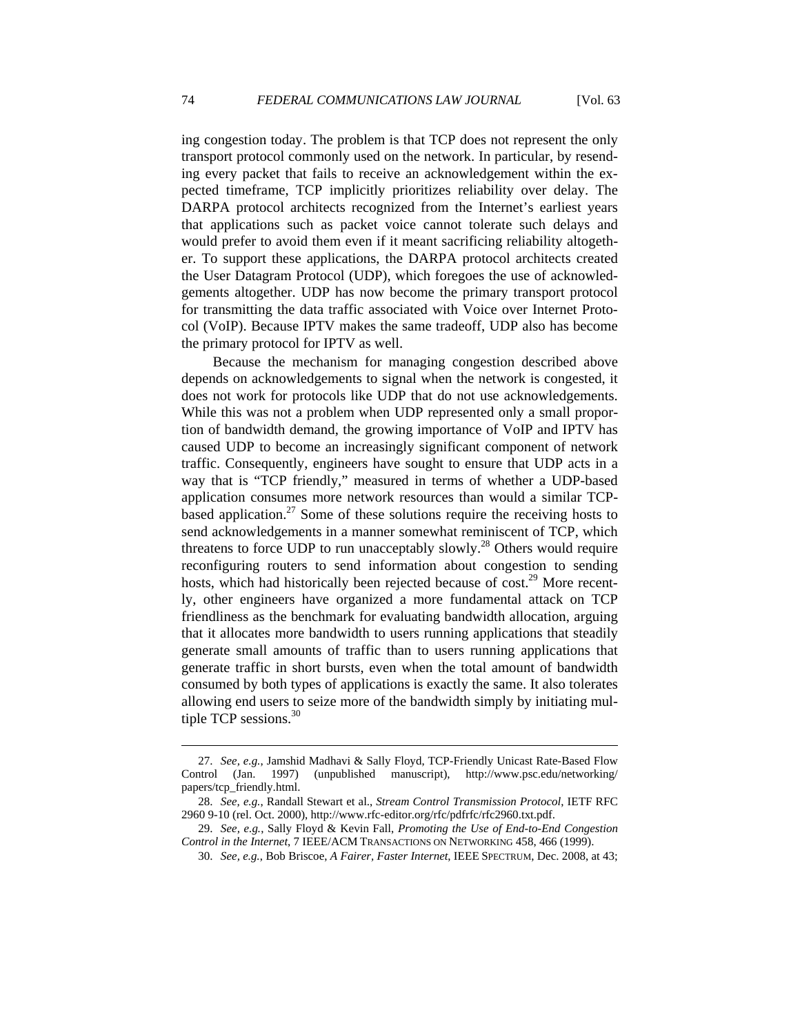ing congestion today. The problem is that TCP does not represent the only transport protocol commonly used on the network. In particular, by resending every packet that fails to receive an acknowledgement within the expected timeframe, TCP implicitly prioritizes reliability over delay. The DARPA protocol architects recognized from the Internet's earliest years that applications such as packet voice cannot tolerate such delays and would prefer to avoid them even if it meant sacrificing reliability altogether. To support these applications, the DARPA protocol architects created the User Datagram Protocol (UDP), which foregoes the use of acknowledgements altogether. UDP has now become the primary transport protocol for transmitting the data traffic associated with Voice over Internet Protocol (VoIP). Because IPTV makes the same tradeoff, UDP also has become the primary protocol for IPTV as well.

Because the mechanism for managing congestion described above depends on acknowledgements to signal when the network is congested, it does not work for protocols like UDP that do not use acknowledgements. While this was not a problem when UDP represented only a small proportion of bandwidth demand, the growing importance of VoIP and IPTV has caused UDP to become an increasingly significant component of network traffic. Consequently, engineers have sought to ensure that UDP acts in a way that is "TCP friendly," measured in terms of whether a UDP-based application consumes more network resources than would a similar TCP-based application.[27] Some of these solutions require the receiving hosts to send acknowledgements in a manner somewhat reminiscent of TCP, which threatens to force UDP to run unacceptably slowly.[28] Others would require reconfiguring routers to send information about congestion to sending hosts, which had historically been rejected because of cost.[29] More recently, other engineers have organized a more fundamental attack on TCP friendliness as the benchmark for evaluating bandwidth allocation, arguing that it allocates more bandwidth to users running applications that steadily generate small amounts of traffic than to users running applications that generate traffic in short bursts, even when the total amount of bandwidth consumed by both types of applications is exactly the same. It also tolerates allowing end users to seize more of the bandwidth simply by initiating multiple TCP sessions.[30]

---

27. *See, e.g.*, Jamshid Madhavi & Sally Floyd, TCP-Friendly Unicast Rate-Based Flow Control (Jan. 1997) (unpublished manuscript), http://www.psc.edu/networking/papers/tcp_friendly.html.

28. *See, e.g.*, Randall Stewart et al., *Stream Control Transmission Protocol*, IETF RFC 2960 9-10 (rel. Oct. 2000), http://www.rfc-editor.org/rfc/pdfrfc/rfc2960.txt.pdf.

29. *See, e.g.*, Sally Floyd & Kevin Fall, *Promoting the Use of End-to-End Congestion Control in the Internet*, 7 IEEE/ACM TRANSACTIONS ON NETWORKING 458, 466 (1999).

30. *See, e.g.*, Bob Briscoe, *A Fairer, Faster Internet*, IEEE SPECTRUM, Dec. 2008, at 43;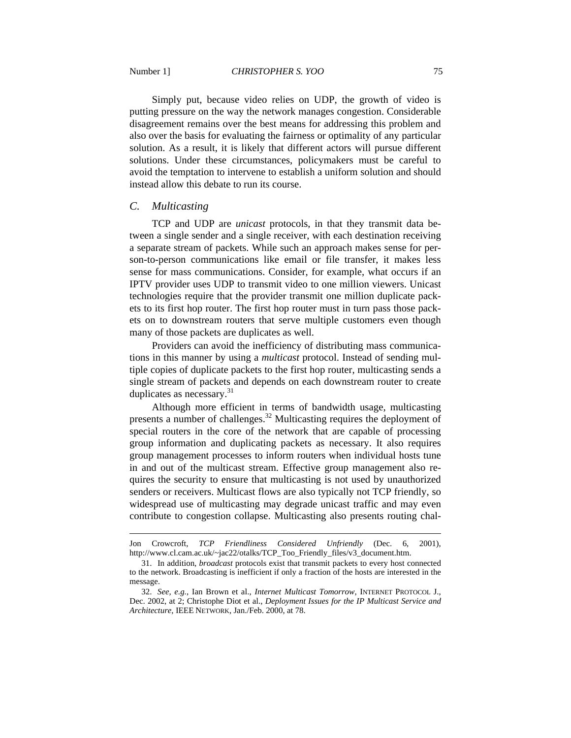Simply put, because video relies on UDP, the growth of video is putting pressure on the way the network manages congestion. Considerable disagreement remains over the best means for addressing this problem and also over the basis for evaluating the fairness or optimality of any particular solution. As a result, it is likely that different actors will pursue different solutions. Under these circumstances, policymakers must be careful to avoid the temptation to intervene to establish a uniform solution and should instead allow this debate to run its course.

### *C. Multicasting*

TCP and UDP are *unicast* protocols, in that they transmit data between a single sender and a single receiver, with each destination receiving a separate stream of packets. While such an approach makes sense for person-to-person communications like email or file transfer, it makes less sense for mass communications. Consider, for example, what occurs if an IPTV provider uses UDP to transmit video to one million viewers. Unicast technologies require that the provider transmit one million duplicate packets to its first hop router. The first hop router must in turn pass those packets on to downstream routers that serve multiple customers even though many of those packets are duplicates as well.

Providers can avoid the inefficiency of distributing mass communications in this manner by using a *multicast* protocol. Instead of sending multiple copies of duplicate packets to the first hop router, multicasting sends a single stream of packets and depends on each downstream router to create duplicates as necessary.[31]

Although more efficient in terms of bandwidth usage, multicasting presents a number of challenges.[32] Multicasting requires the deployment of special routers in the core of the network that are capable of processing group information and duplicating packets as necessary. It also requires group management processes to inform routers when individual hosts tune in and out of the multicast stream. Effective group management also requires the security to ensure that multicasting is not used by unauthorized senders or receivers. Multicast flows are also typically not TCP friendly, so widespread use of multicasting may degrade unicast traffic and may even contribute to congestion collapse. Multicasting also presents routing chal-

---

Jon Crowcroft, *TCP Friendliness Considered Unfriendly* (Dec. 6, 2001), http://www.cl.cam.ac.uk/~jac22/otalks/TCP_Too_Friendly_files/v3_document.htm.

31. In addition, *broadcast* protocols exist that transmit packets to every host connected to the network. Broadcasting is inefficient if only a fraction of the hosts are interested in the message.

32. *See, e.g.*, Ian Brown et al., *Internet Multicast Tomorrow*, INTERNET PROTOCOL J., Dec. 2002, at 2; Christophe Diot et al., *Deployment Issues for the IP Multicast Service and Architecture*, IEEE NETWORK, Jan./Feb. 2000, at 78.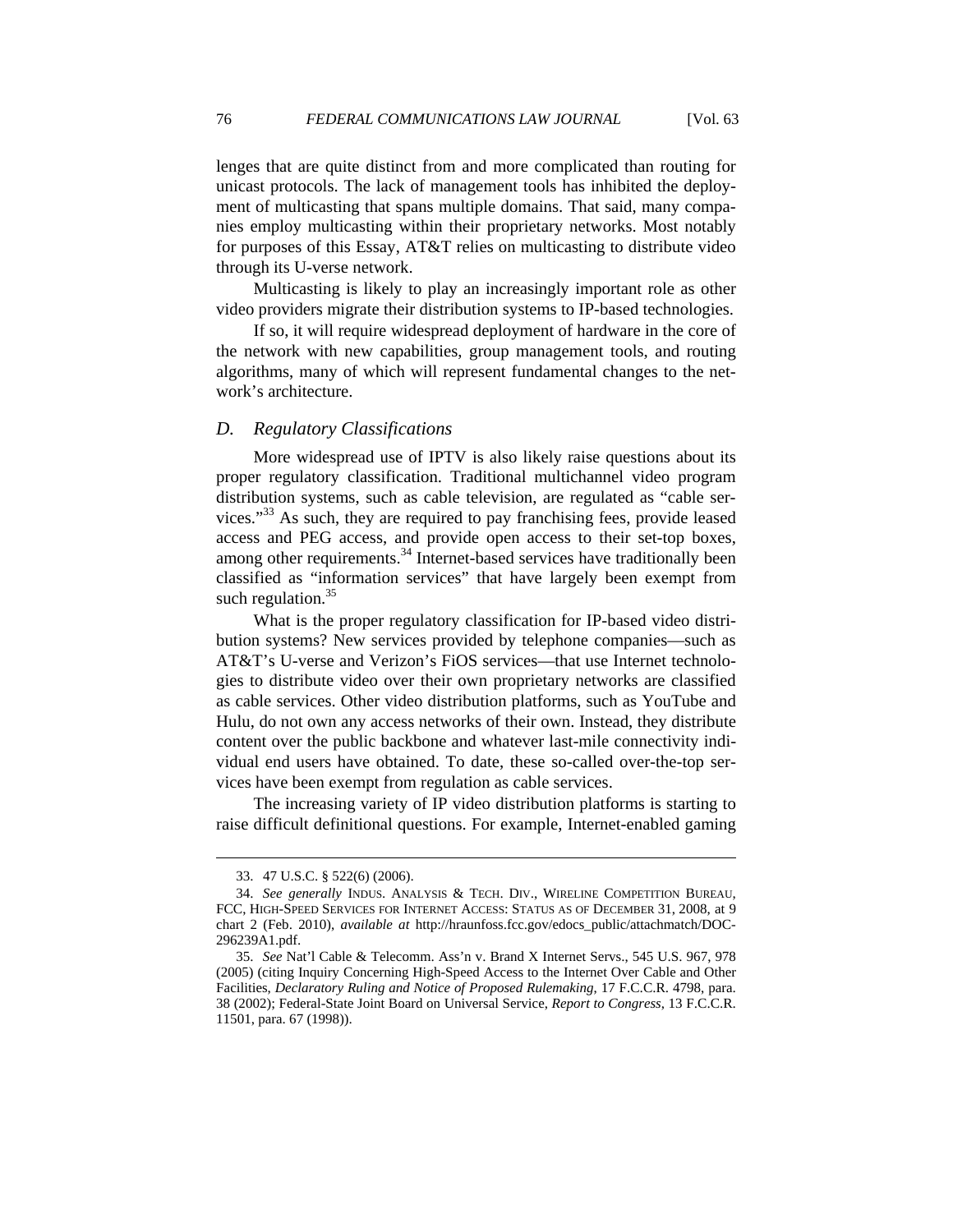lenges that are quite distinct from and more complicated than routing for unicast protocols. The lack of management tools has inhibited the deployment of multicasting that spans multiple domains. That said, many companies employ multicasting within their proprietary networks. Most notably for purposes of this Essay, AT&T relies on multicasting to distribute video through its U-verse network.

Multicasting is likely to play an increasingly important role as other video providers migrate their distribution systems to IP-based technologies.

If so, it will require widespread deployment of hardware in the core of the network with new capabilities, group management tools, and routing algorithms, many of which will represent fundamental changes to the network's architecture.

### *D. Regulatory Classifications*

More widespread use of IPTV is also likely raise questions about its proper regulatory classification. Traditional multichannel video program distribution systems, such as cable television, are regulated as "cable services."[33] As such, they are required to pay franchising fees, provide leased access and PEG access, and provide open access to their set-top boxes, among other requirements.[34] Internet-based services have traditionally been classified as "information services" that have largely been exempt from such regulation.[35]

What is the proper regulatory classification for IP-based video distribution systems? New services provided by telephone companies—such as AT&T's U-verse and Verizon's FiOS services—that use Internet technologies to distribute video over their own proprietary networks are classified as cable services. Other video distribution platforms, such as YouTube and Hulu, do not own any access networks of their own. Instead, they distribute content over the public backbone and whatever last-mile connectivity individual end users have obtained. To date, these so-called over-the-top services have been exempt from regulation as cable services.

The increasing variety of IP video distribution platforms is starting to raise difficult definitional questions. For example, Internet-enabled gaming

---

33. 47 U.S.C. § 522(6) (2006).

34. *See generally* INDUS. ANALYSIS & TECH. DIV., WIRELINE COMPETITION BUREAU, FCC, HIGH-SPEED SERVICES FOR INTERNET ACCESS: STATUS AS OF DECEMBER 31, 2008, at 9 chart 2 (Feb. 2010), *available at* http://hraunfoss.fcc.gov/edocs_public/attachmatch/DOC-296239A1.pdf.

35. *See* Nat'l Cable & Telecomm. Ass'n v. Brand X Internet Servs., 545 U.S. 967, 978 (2005) (citing Inquiry Concerning High-Speed Access to the Internet Over Cable and Other Facilities, *Declaratory Ruling and Notice of Proposed Rulemaking*, 17 F.C.C.R. 4798, para. 38 (2002); Federal-State Joint Board on Universal Service, *Report to Congress*, 13 F.C.C.R. 11501, para. 67 (1998)).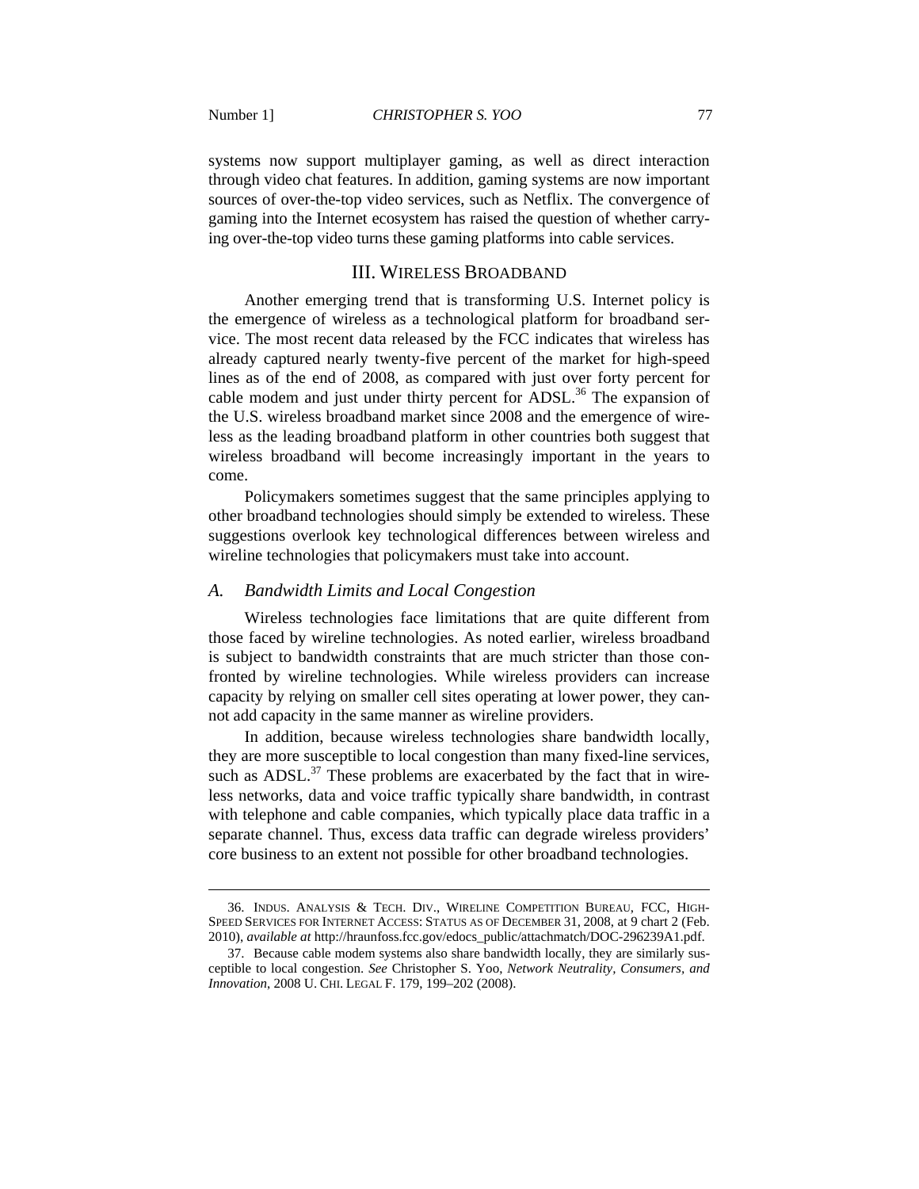systems now support multiplayer gaming, as well as direct interaction through video chat features. In addition, gaming systems are now important sources of over-the-top video services, such as Netflix. The convergence of gaming into the Internet ecosystem has raised the question of whether carrying over-the-top video turns these gaming platforms into cable services.

## III. WIRELESS BROADBAND

Another emerging trend that is transforming U.S. Internet policy is the emergence of wireless as a technological platform for broadband service. The most recent data released by the FCC indicates that wireless has already captured nearly twenty-five percent of the market for high-speed lines as of the end of 2008, as compared with just over forty percent for cable modem and just under thirty percent for ADSL.[36] The expansion of the U.S. wireless broadband market since 2008 and the emergence of wireless as the leading broadband platform in other countries both suggest that wireless broadband will become increasingly important in the years to come.

Policymakers sometimes suggest that the same principles applying to other broadband technologies should simply be extended to wireless. These suggestions overlook key technological differences between wireless and wireline technologies that policymakers must take into account.

### *A. Bandwidth Limits and Local Congestion*

Wireless technologies face limitations that are quite different from those faced by wireline technologies. As noted earlier, wireless broadband is subject to bandwidth constraints that are much stricter than those confronted by wireline technologies. While wireless providers can increase capacity by relying on smaller cell sites operating at lower power, they cannot add capacity in the same manner as wireline providers.

In addition, because wireless technologies share bandwidth locally, they are more susceptible to local congestion than many fixed-line services, such as ADSL.[37] These problems are exacerbated by the fact that in wireless networks, data and voice traffic typically share bandwidth, in contrast with telephone and cable companies, which typically place data traffic in a separate channel. Thus, excess data traffic can degrade wireless providers' core business to an extent not possible for other broadband technologies.

---

36. INDUS. ANALYSIS & TECH. DIV., WIRELINE COMPETITION BUREAU, FCC, HIGH-SPEED SERVICES FOR INTERNET ACCESS: STATUS AS OF DECEMBER 31, 2008, at 9 chart 2 (Feb. 2010), *available at* http://hraunfoss.fcc.gov/edocs_public/attachmatch/DOC-296239A1.pdf.

37. Because cable modem systems also share bandwidth locally, they are similarly susceptible to local congestion. *See* Christopher S. Yoo, *Network Neutrality, Consumers, and Innovation*, 2008 U. CHI. LEGAL F. 179, 199–202 (2008).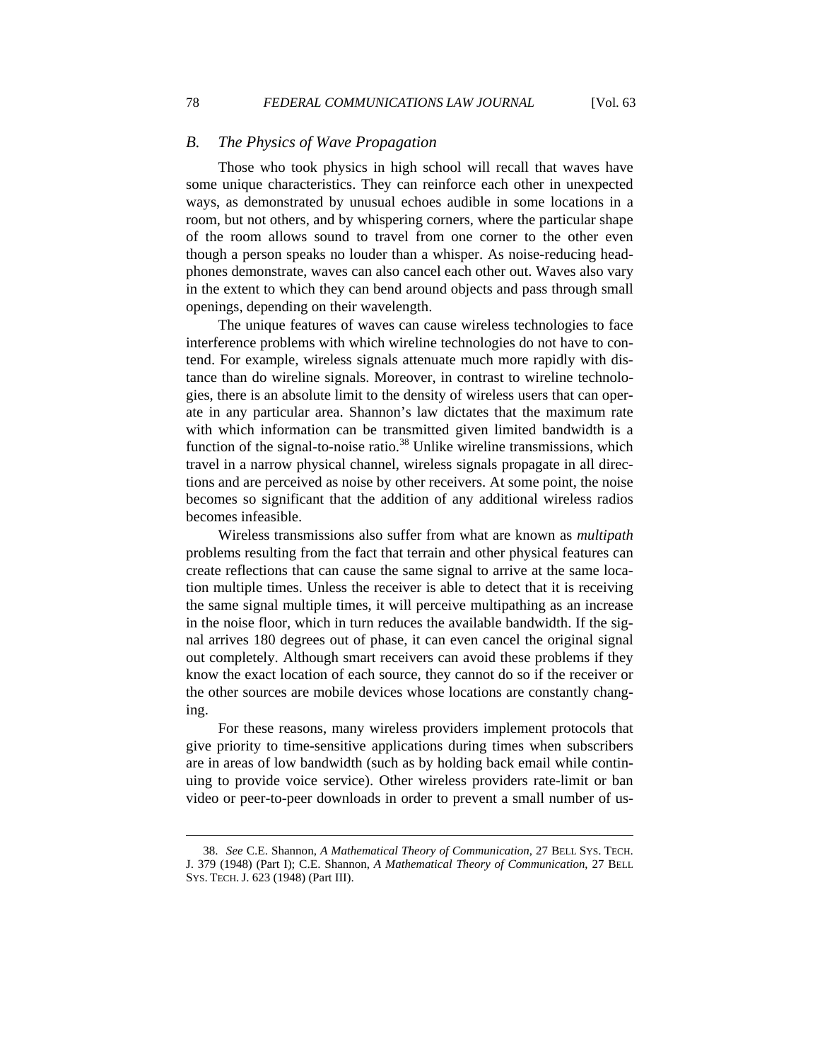### *B. The Physics of Wave Propagation*

Those who took physics in high school will recall that waves have some unique characteristics. They can reinforce each other in unexpected ways, as demonstrated by unusual echoes audible in some locations in a room, but not others, and by whispering corners, where the particular shape of the room allows sound to travel from one corner to the other even though a person speaks no louder than a whisper. As noise-reducing headphones demonstrate, waves can also cancel each other out. Waves also vary in the extent to which they can bend around objects and pass through small openings, depending on their wavelength.

The unique features of waves can cause wireless technologies to face interference problems with which wireline technologies do not have to contend. For example, wireless signals attenuate much more rapidly with distance than do wireline signals. Moreover, in contrast to wireline technologies, there is an absolute limit to the density of wireless users that can operate in any particular area. Shannon's law dictates that the maximum rate with which information can be transmitted given limited bandwidth is a function of the signal-to-noise ratio.[38] Unlike wireline transmissions, which travel in a narrow physical channel, wireless signals propagate in all directions and are perceived as noise by other receivers. At some point, the noise becomes so significant that the addition of any additional wireless radios becomes infeasible.

Wireless transmissions also suffer from what are known as *multipath* problems resulting from the fact that terrain and other physical features can create reflections that can cause the same signal to arrive at the same location multiple times. Unless the receiver is able to detect that it is receiving the same signal multiple times, it will perceive multipathing as an increase in the noise floor, which in turn reduces the available bandwidth. If the signal arrives 180 degrees out of phase, it can even cancel the original signal out completely. Although smart receivers can avoid these problems if they know the exact location of each source, they cannot do so if the receiver or the other sources are mobile devices whose locations are constantly changing.

For these reasons, many wireless providers implement protocols that give priority to time-sensitive applications during times when subscribers are in areas of low bandwidth (such as by holding back email while continuing to provide voice service). Other wireless providers rate-limit or ban video or peer-to-peer downloads in order to prevent a small number of us-

---

38. *See* C.E. Shannon, *A Mathematical Theory of Communication*, 27 BELL SYS. TECH. J. 379 (1948) (Part I); C.E. Shannon, *A Mathematical Theory of Communication*, 27 BELL SYS. TECH. J. 623 (1948) (Part III).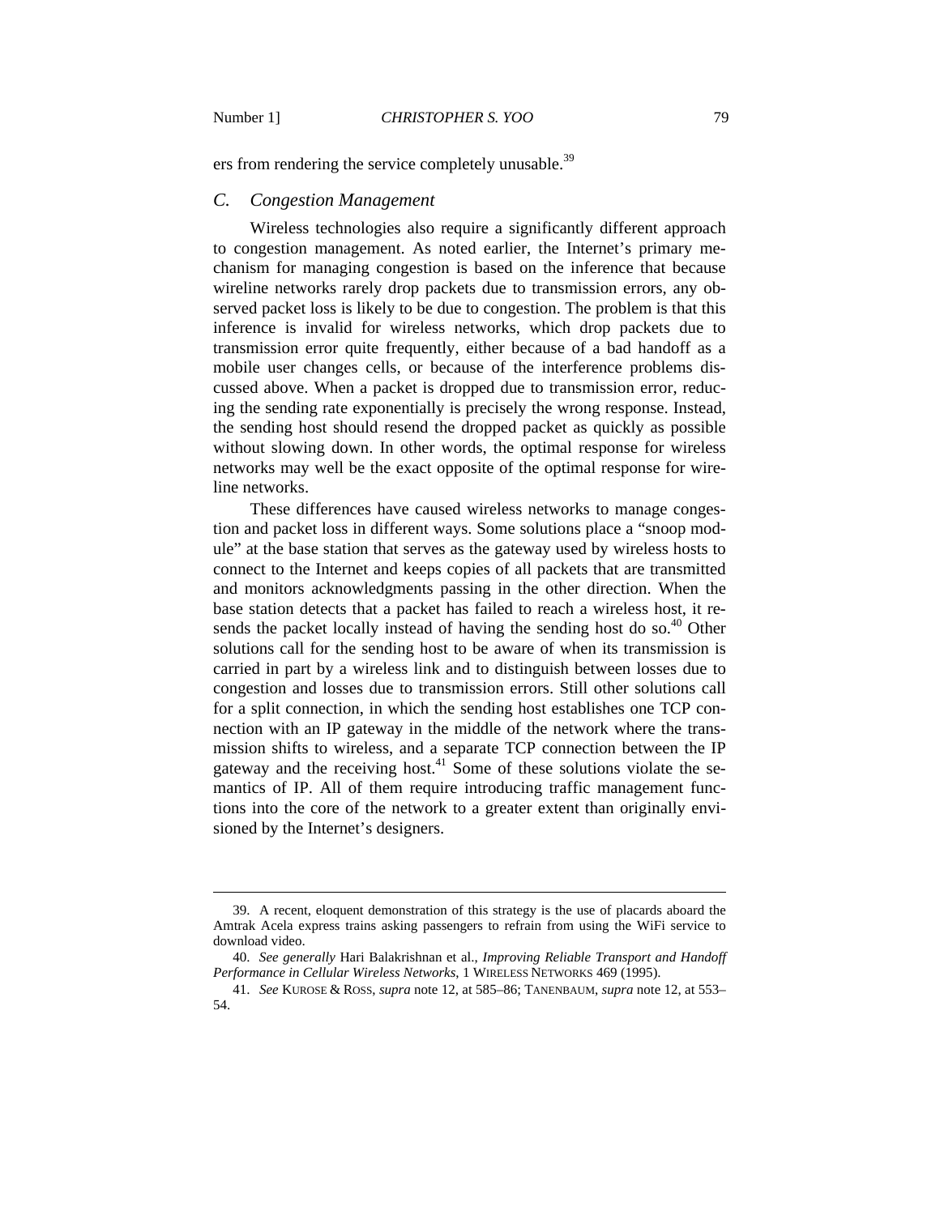ers from rendering the service completely unusable.[39]

## C. Congestion Management

Wireless technologies also require a significantly different approach to congestion management. As noted earlier, the Internet's primary mechanism for managing congestion is based on the inference that because wireline networks rarely drop packets due to transmission errors, any observed packet loss is likely to be due to congestion. The problem is that this inference is invalid for wireless networks, which drop packets due to transmission error quite frequently, either because of a bad handoff as a mobile user changes cells, or because of the interference problems discussed above. When a packet is dropped due to transmission error, reducing the sending rate exponentially is precisely the wrong response. Instead, the sending host should resend the dropped packet as quickly as possible without slowing down. In other words, the optimal response for wireless networks may well be the exact opposite of the optimal response for wireline networks.

These differences have caused wireless networks to manage congestion and packet loss in different ways. Some solutions place a "snoop module" at the base station that serves as the gateway used by wireless hosts to connect to the Internet and keeps copies of all packets that are transmitted and monitors acknowledgments passing in the other direction. When the base station detects that a packet has failed to reach a wireless host, it resends the packet locally instead of having the sending host do so.[40] Other solutions call for the sending host to be aware of when its transmission is carried in part by a wireless link and to distinguish between losses due to congestion and losses due to transmission errors. Still other solutions call for a split connection, in which the sending host establishes one TCP connection with an IP gateway in the middle of the network where the transmission shifts to wireless, and a separate TCP connection between the IP gateway and the receiving host.[41] Some of these solutions violate the semantics of IP. All of them require introducing traffic management functions into the core of the network to a greater extent than originally envisioned by the Internet's designers.

---

39. A recent, eloquent demonstration of this strategy is the use of placards aboard the Amtrak Acela express trains asking passengers to refrain from using the WiFi service to download video.

40. *See generally* Hari Balakrishnan et al., *Improving Reliable Transport and Handoff Performance in Cellular Wireless Networks*, 1 WIRELESS NETWORKS 469 (1995).

41. *See* KUROSE & ROSS, *supra* note 12, at 585–86; TANENBAUM, *supra* note 12, at 553–54.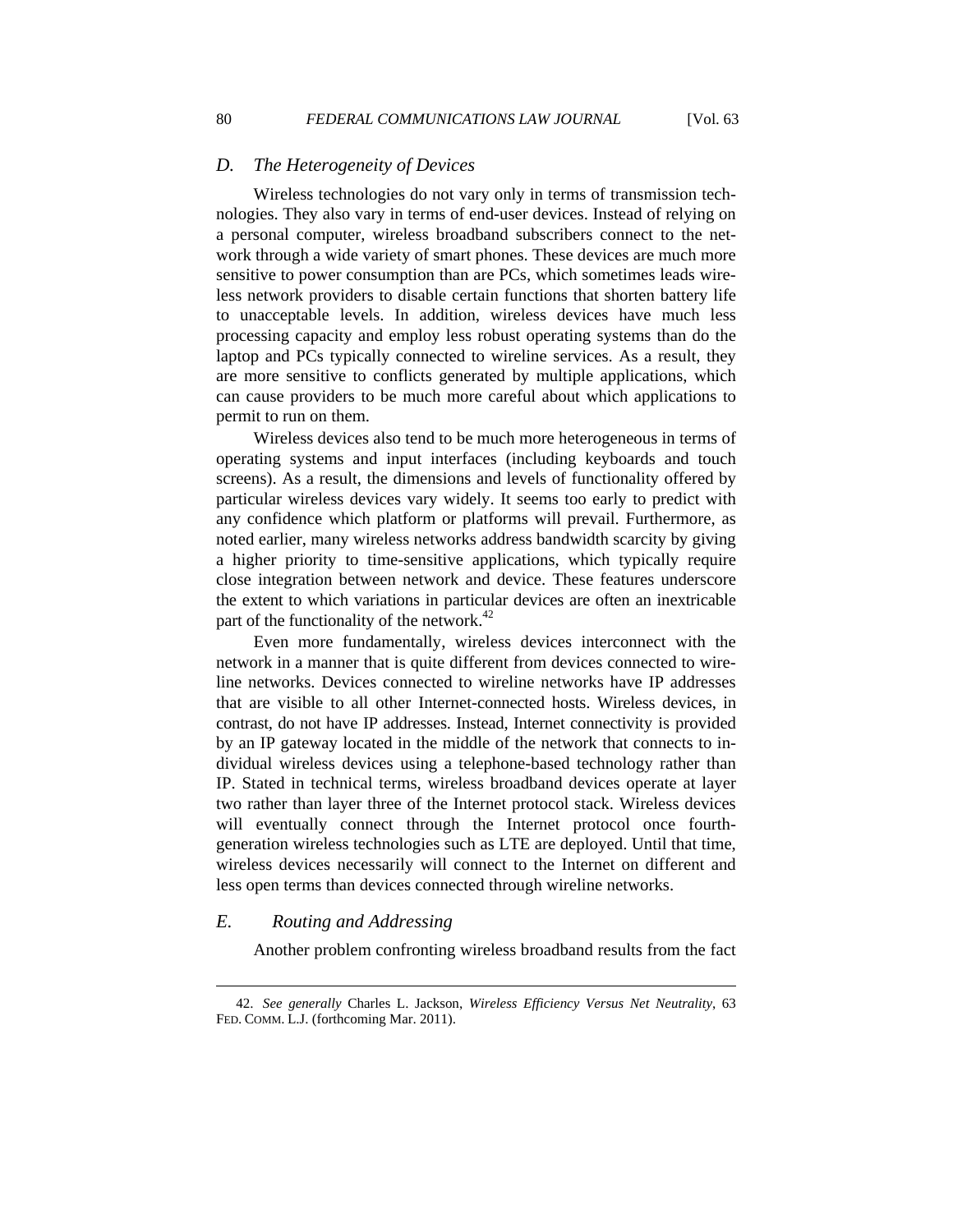### *D. The Heterogeneity of Devices*

Wireless technologies do not vary only in terms of transmission technologies. They also vary in terms of end-user devices. Instead of relying on a personal computer, wireless broadband subscribers connect to the network through a wide variety of smart phones. These devices are much more sensitive to power consumption than are PCs, which sometimes leads wireless network providers to disable certain functions that shorten battery life to unacceptable levels. In addition, wireless devices have much less processing capacity and employ less robust operating systems than do the laptop and PCs typically connected to wireline services. As a result, they are more sensitive to conflicts generated by multiple applications, which can cause providers to be much more careful about which applications to permit to run on them.

Wireless devices also tend to be much more heterogeneous in terms of operating systems and input interfaces (including keyboards and touch screens). As a result, the dimensions and levels of functionality offered by particular wireless devices vary widely. It seems too early to predict with any confidence which platform or platforms will prevail. Furthermore, as noted earlier, many wireless networks address bandwidth scarcity by giving a higher priority to time-sensitive applications, which typically require close integration between network and device. These features underscore the extent to which variations in particular devices are often an inextricable part of the functionality of the network.[42]

Even more fundamentally, wireless devices interconnect with the network in a manner that is quite different from devices connected to wireline networks. Devices connected to wireline networks have IP addresses that are visible to all other Internet-connected hosts. Wireless devices, in contrast, do not have IP addresses. Instead, Internet connectivity is provided by an IP gateway located in the middle of the network that connects to individual wireless devices using a telephone-based technology rather than IP. Stated in technical terms, wireless broadband devices operate at layer two rather than layer three of the Internet protocol stack. Wireless devices will eventually connect through the Internet protocol once fourth-generation wireless technologies such as LTE are deployed. Until that time, wireless devices necessarily will connect to the Internet on different and less open terms than devices connected through wireline networks.

### *E. Routing and Addressing*

Another problem confronting wireless broadband results from the fact

---

42. *See generally* Charles L. Jackson, *Wireless Efficiency Versus Net Neutrality*, 63 FED. COMM. L.J. (forthcoming Mar. 2011).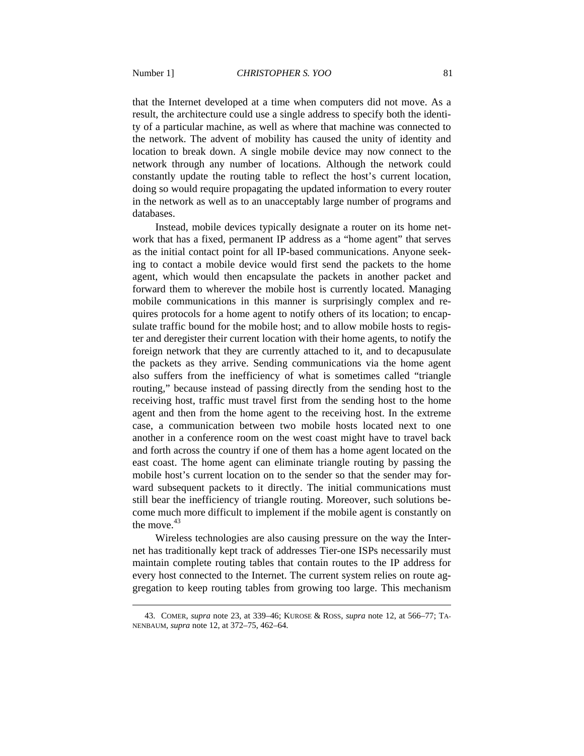that the Internet developed at a time when computers did not move. As a result, the architecture could use a single address to specify both the identity of a particular machine, as well as where that machine was connected to the network. The advent of mobility has caused the unity of identity and location to break down. A single mobile device may now connect to the network through any number of locations. Although the network could constantly update the routing table to reflect the host's current location, doing so would require propagating the updated information to every router in the network as well as to an unacceptably large number of programs and databases.

Instead, mobile devices typically designate a router on its home network that has a fixed, permanent IP address as a "home agent" that serves as the initial contact point for all IP-based communications. Anyone seeking to contact a mobile device would first send the packets to the home agent, which would then encapsulate the packets in another packet and forward them to wherever the mobile host is currently located. Managing mobile communications in this manner is surprisingly complex and requires protocols for a home agent to notify others of its location; to encapsulate traffic bound for the mobile host; and to allow mobile hosts to register and deregister their current location with their home agents, to notify the foreign network that they are currently attached to it, and to decapusulate the packets as they arrive. Sending communications via the home agent also suffers from the inefficiency of what is sometimes called "triangle routing," because instead of passing directly from the sending host to the receiving host, traffic must travel first from the sending host to the home agent and then from the home agent to the receiving host. In the extreme case, a communication between two mobile hosts located next to one another in a conference room on the west coast might have to travel back and forth across the country if one of them has a home agent located on the east coast. The home agent can eliminate triangle routing by passing the mobile host's current location on to the sender so that the sender may forward subsequent packets to it directly. The initial communications must still bear the inefficiency of triangle routing. Moreover, such solutions become much more difficult to implement if the mobile agent is constantly on the move.[43]

Wireless technologies are also causing pressure on the way the Internet has traditionally kept track of addresses Tier-one ISPs necessarily must maintain complete routing tables that contain routes to the IP address for every host connected to the Internet. The current system relies on route aggregation to keep routing tables from growing too large. This mechanism

---

43. COMER, *supra* note 23, at 339–46; KUROSE & ROSS, *supra* note 12, at 566–77; TANENBAUM, *supra* note 12, at 372–75, 462–64.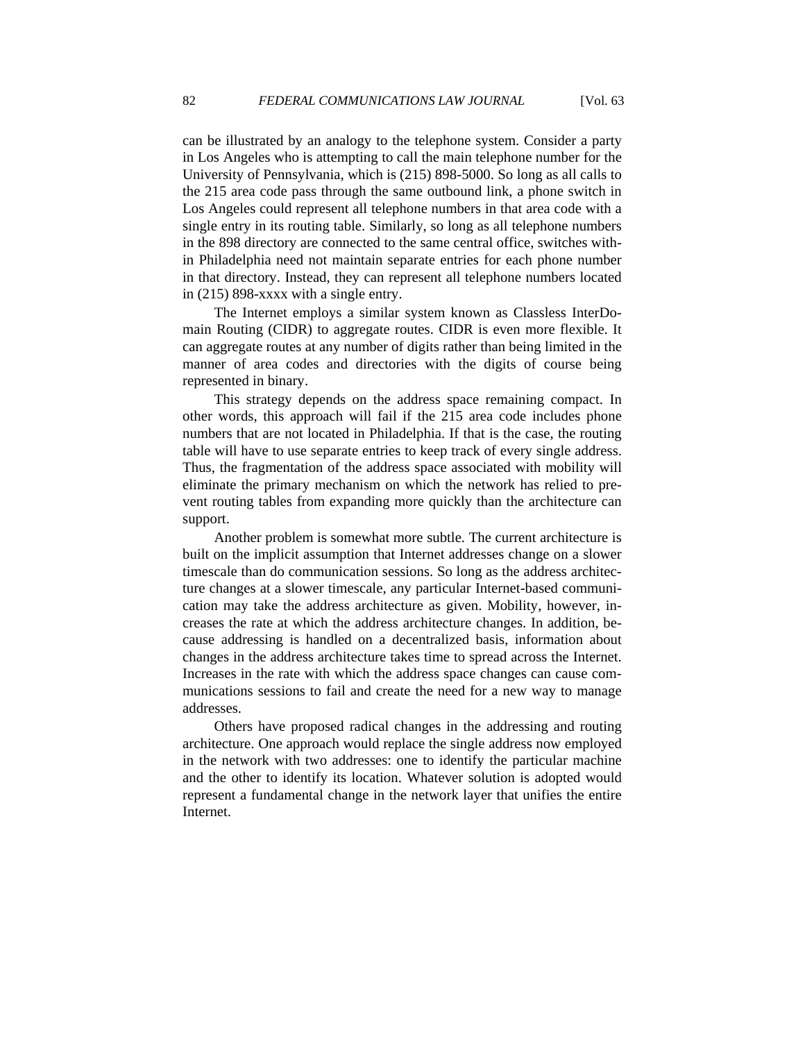can be illustrated by an analogy to the telephone system. Consider a party in Los Angeles who is attempting to call the main telephone number for the University of Pennsylvania, which is (215) 898-5000. So long as all calls to the 215 area code pass through the same outbound link, a phone switch in Los Angeles could represent all telephone numbers in that area code with a single entry in its routing table. Similarly, so long as all telephone numbers in the 898 directory are connected to the same central office, switches within Philadelphia need not maintain separate entries for each phone number in that directory. Instead, they can represent all telephone numbers located in (215) 898-xxxx with a single entry.

The Internet employs a similar system known as Classless InterDomain Routing (CIDR) to aggregate routes. CIDR is even more flexible. It can aggregate routes at any number of digits rather than being limited in the manner of area codes and directories with the digits of course being represented in binary.

This strategy depends on the address space remaining compact. In other words, this approach will fail if the 215 area code includes phone numbers that are not located in Philadelphia. If that is the case, the routing table will have to use separate entries to keep track of every single address. Thus, the fragmentation of the address space associated with mobility will eliminate the primary mechanism on which the network has relied to prevent routing tables from expanding more quickly than the architecture can support.

Another problem is somewhat more subtle. The current architecture is built on the implicit assumption that Internet addresses change on a slower timescale than do communication sessions. So long as the address architecture changes at a slower timescale, any particular Internet-based communication may take the address architecture as given. Mobility, however, increases the rate at which the address architecture changes. In addition, because addressing is handled on a decentralized basis, information about changes in the address architecture takes time to spread across the Internet. Increases in the rate with which the address space changes can cause communications sessions to fail and create the need for a new way to manage addresses.

Others have proposed radical changes in the addressing and routing architecture. One approach would replace the single address now employed in the network with two addresses: one to identify the particular machine and the other to identify its location. Whatever solution is adopted would represent a fundamental change in the network layer that unifies the entire Internet.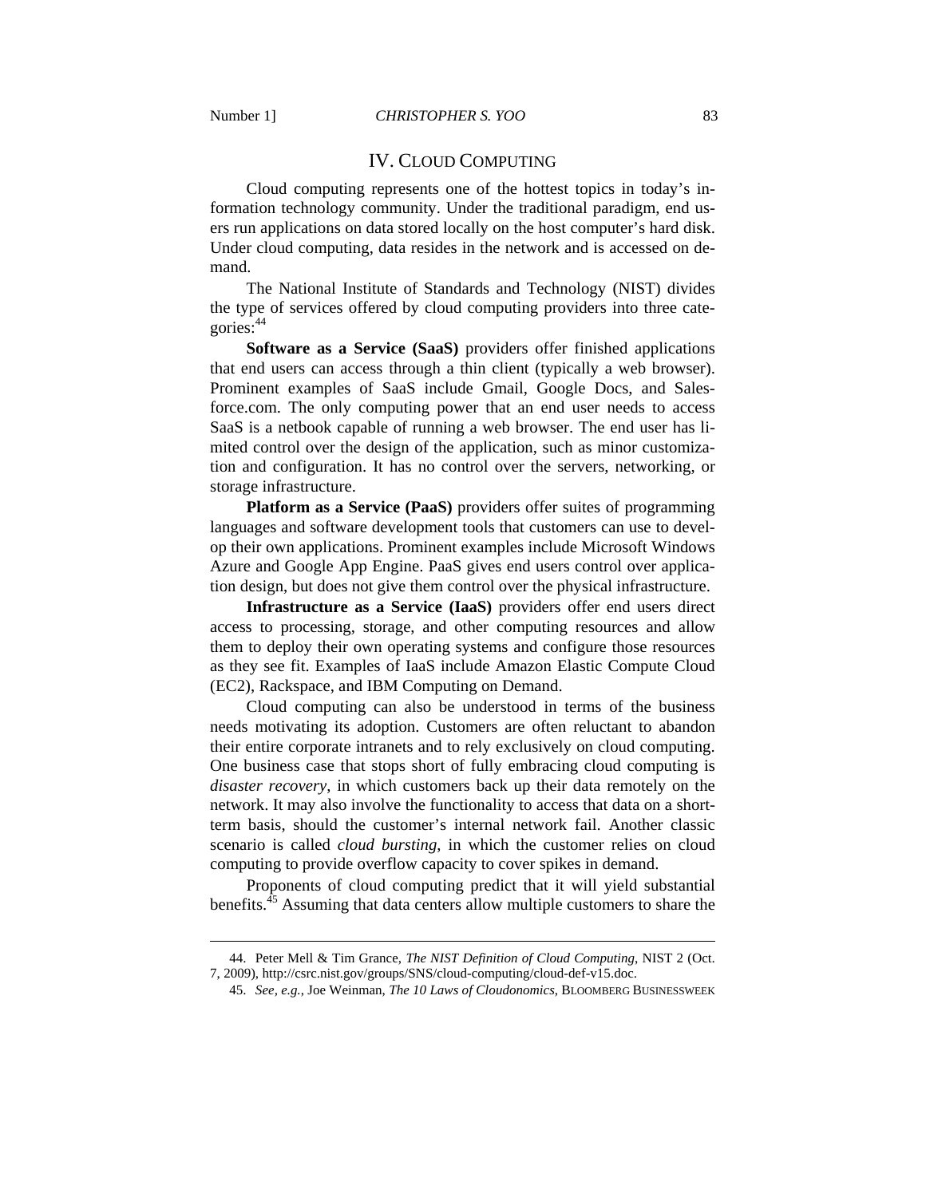## IV. CLOUD COMPUTING

Cloud computing represents one of the hottest topics in today's information technology community. Under the traditional paradigm, end users run applications on data stored locally on the host computer's hard disk. Under cloud computing, data resides in the network and is accessed on demand.

The National Institute of Standards and Technology (NIST) divides the type of services offered by cloud computing providers into three categories:[44]

**Software as a Service (SaaS)** providers offer finished applications that end users can access through a thin client (typically a web browser). Prominent examples of SaaS include Gmail, Google Docs, and Salesforce.com. The only computing power that an end user needs to access SaaS is a netbook capable of running a web browser. The end user has limited control over the design of the application, such as minor customization and configuration. It has no control over the servers, networking, or storage infrastructure.

**Platform as a Service (PaaS)** providers offer suites of programming languages and software development tools that customers can use to develop their own applications. Prominent examples include Microsoft Windows Azure and Google App Engine. PaaS gives end users control over application design, but does not give them control over the physical infrastructure.

**Infrastructure as a Service (IaaS)** providers offer end users direct access to processing, storage, and other computing resources and allow them to deploy their own operating systems and configure those resources as they see fit. Examples of IaaS include Amazon Elastic Compute Cloud (EC2), Rackspace, and IBM Computing on Demand.

Cloud computing can also be understood in terms of the business needs motivating its adoption. Customers are often reluctant to abandon their entire corporate intranets and to rely exclusively on cloud computing. One business case that stops short of fully embracing cloud computing is *disaster recovery*, in which customers back up their data remotely on the network. It may also involve the functionality to access that data on a short-term basis, should the customer's internal network fail. Another classic scenario is called *cloud bursting*, in which the customer relies on cloud computing to provide overflow capacity to cover spikes in demand.

Proponents of cloud computing predict that it will yield substantial benefits.[45] Assuming that data centers allow multiple customers to share the

---

44. Peter Mell & Tim Grance, *The NIST Definition of Cloud Computing*, NIST 2 (Oct. 7, 2009), http://csrc.nist.gov/groups/SNS/cloud-computing/cloud-def-v15.doc.

45. *See, e.g.*, Joe Weinman, *The 10 Laws of Cloudonomics*, BLOOMBERG BUSINESSWEEK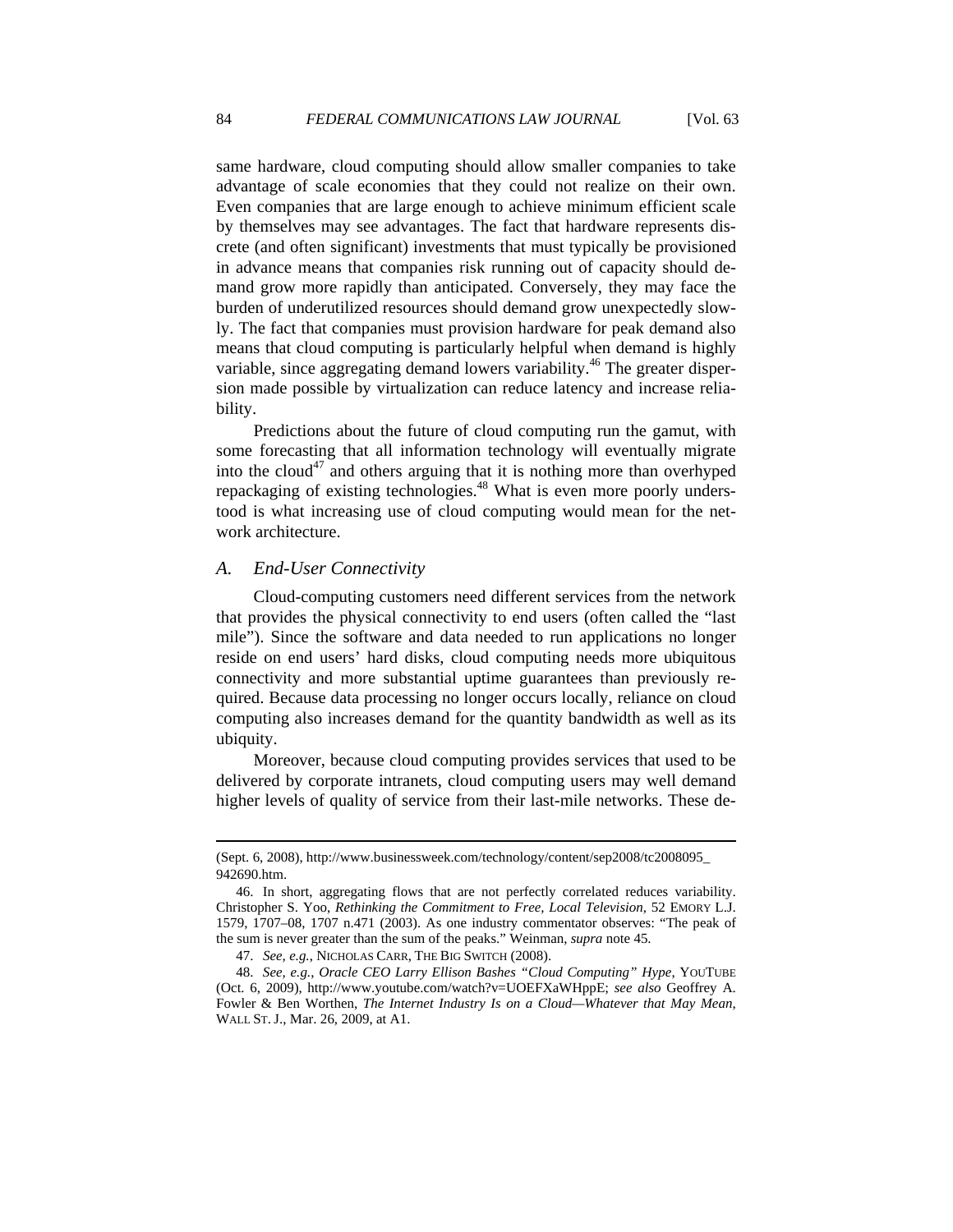same hardware, cloud computing should allow smaller companies to take advantage of scale economies that they could not realize on their own. Even companies that are large enough to achieve minimum efficient scale by themselves may see advantages. The fact that hardware represents discrete (and often significant) investments that must typically be provisioned in advance means that companies risk running out of capacity should demand grow more rapidly than anticipated. Conversely, they may face the burden of underutilized resources should demand grow unexpectedly slowly. The fact that companies must provision hardware for peak demand also means that cloud computing is particularly helpful when demand is highly variable, since aggregating demand lowers variability.[46] The greater dispersion made possible by virtualization can reduce latency and increase reliability.

Predictions about the future of cloud computing run the gamut, with some forecasting that all information technology will eventually migrate into the cloud[47] and others arguing that it is nothing more than overhyped repackaging of existing technologies.[48] What is even more poorly understood is what increasing use of cloud computing would mean for the network architecture.

### *A. End-User Connectivity*

Cloud-computing customers need different services from the network that provides the physical connectivity to end users (often called the "last mile"). Since the software and data needed to run applications no longer reside on end users' hard disks, cloud computing needs more ubiquitous connectivity and more substantial uptime guarantees than previously required. Because data processing no longer occurs locally, reliance on cloud computing also increases demand for the quantity bandwidth as well as its ubiquity.

Moreover, because cloud computing provides services that used to be delivered by corporate intranets, cloud computing users may well demand higher levels of quality of service from their last-mile networks. These de-

---

(Sept. 6, 2008), http://www.businessweek.com/technology/content/sep2008/tc2008095_942690.htm.

46. In short, aggregating flows that are not perfectly correlated reduces variability. Christopher S. Yoo, *Rethinking the Commitment to Free, Local Television*, 52 EMORY L.J. 1579, 1707–08, 1707 n.471 (2003). As one industry commentator observes: "The peak of the sum is never greater than the sum of the peaks." Weinman, *supra* note 45.

47. *See, e.g.*, NICHOLAS CARR, THE BIG SWITCH (2008).

48. *See, e.g.*, *Oracle CEO Larry Ellison Bashes "Cloud Computing" Hype*, YOUTUBE (Oct. 6, 2009), http://www.youtube.com/watch?v=UOEFXaWHppE; *see also* Geoffrey A. Fowler & Ben Worthen, *The Internet Industry Is on a Cloud—Whatever that May Mean*, WALL ST. J., Mar. 26, 2009, at A1.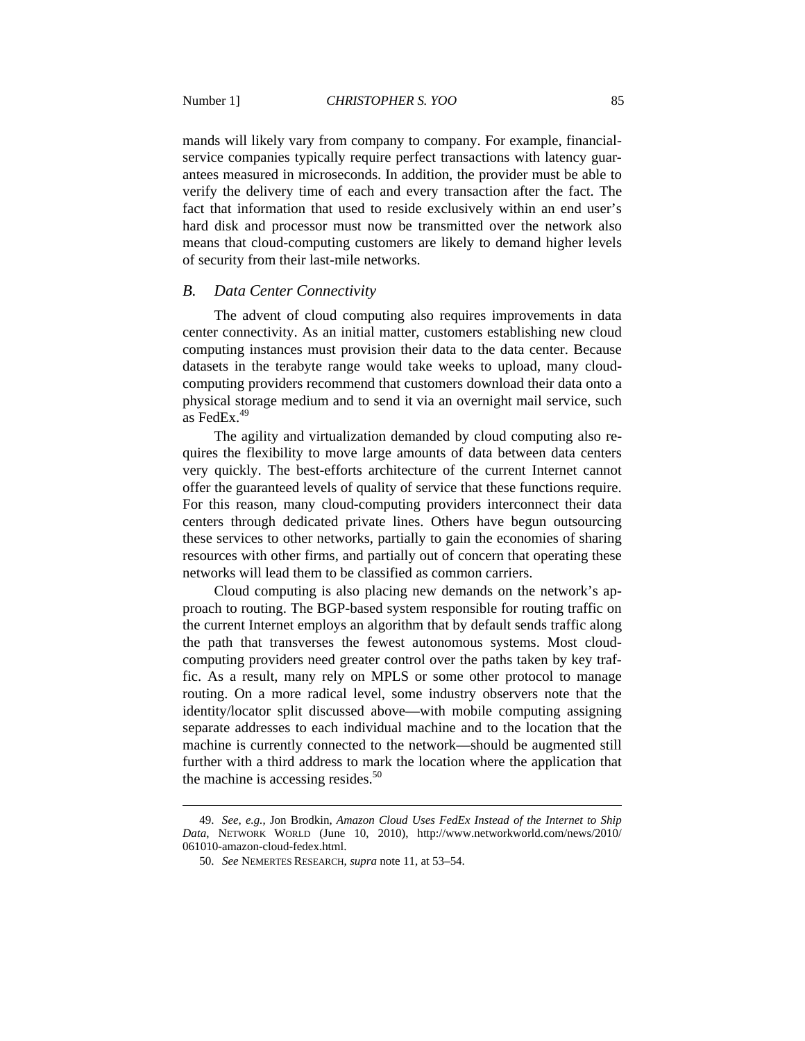mands will likely vary from company to company. For example, financial-service companies typically require perfect transactions with latency guarantees measured in microseconds. In addition, the provider must be able to verify the delivery time of each and every transaction after the fact. The fact that information that used to reside exclusively within an end user's hard disk and processor must now be transmitted over the network also means that cloud-computing customers are likely to demand higher levels of security from their last-mile networks.

### *B. Data Center Connectivity*

The advent of cloud computing also requires improvements in data center connectivity. As an initial matter, customers establishing new cloud computing instances must provision their data to the data center. Because datasets in the terabyte range would take weeks to upload, many cloud-computing providers recommend that customers download their data onto a physical storage medium and to send it via an overnight mail service, such as FedEx.[49]

The agility and virtualization demanded by cloud computing also requires the flexibility to move large amounts of data between data centers very quickly. The best-efforts architecture of the current Internet cannot offer the guaranteed levels of quality of service that these functions require. For this reason, many cloud-computing providers interconnect their data centers through dedicated private lines. Others have begun outsourcing these services to other networks, partially to gain the economies of sharing resources with other firms, and partially out of concern that operating these networks will lead them to be classified as common carriers.

Cloud computing is also placing new demands on the network's approach to routing. The BGP-based system responsible for routing traffic on the current Internet employs an algorithm that by default sends traffic along the path that transverses the fewest autonomous systems. Most cloud-computing providers need greater control over the paths taken by key traffic. As a result, many rely on MPLS or some other protocol to manage routing. On a more radical level, some industry observers note that the identity/locator split discussed above—with mobile computing assigning separate addresses to each individual machine and to the location that the machine is currently connected to the network—should be augmented still further with a third address to mark the location where the application that the machine is accessing resides.[50]

---

49. *See, e.g.*, Jon Brodkin, *Amazon Cloud Uses FedEx Instead of the Internet to Ship Data*, NETWORK WORLD (June 10, 2010), http://www.networkworld.com/news/2010/061010-amazon-cloud-fedex.html.

50. *See* NEMERTES RESEARCH, *supra* note 11, at 53–54.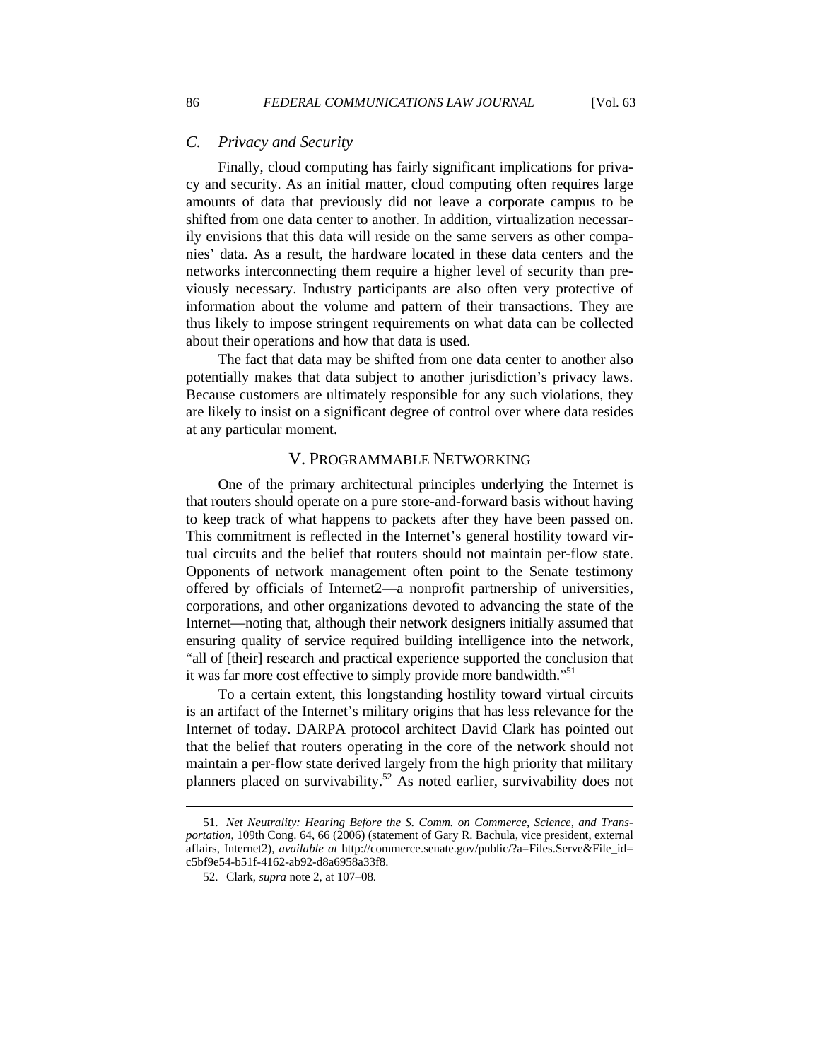### *C. Privacy and Security*

Finally, cloud computing has fairly significant implications for privacy and security. As an initial matter, cloud computing often requires large amounts of data that previously did not leave a corporate campus to be shifted from one data center to another. In addition, virtualization necessarily envisions that this data will reside on the same servers as other companies' data. As a result, the hardware located in these data centers and the networks interconnecting them require a higher level of security than previously necessary. Industry participants are also often very protective of information about the volume and pattern of their transactions. They are thus likely to impose stringent requirements on what data can be collected about their operations and how that data is used.

The fact that data may be shifted from one data center to another also potentially makes that data subject to another jurisdiction's privacy laws. Because customers are ultimately responsible for any such violations, they are likely to insist on a significant degree of control over where data resides at any particular moment.

## V. PROGRAMMABLE NETWORKING

One of the primary architectural principles underlying the Internet is that routers should operate on a pure store-and-forward basis without having to keep track of what happens to packets after they have been passed on. This commitment is reflected in the Internet's general hostility toward virtual circuits and the belief that routers should not maintain per-flow state. Opponents of network management often point to the Senate testimony offered by officials of Internet2—a nonprofit partnership of universities, corporations, and other organizations devoted to advancing the state of the Internet—noting that, although their network designers initially assumed that ensuring quality of service required building intelligence into the network, "all of [their] research and practical experience supported the conclusion that it was far more cost effective to simply provide more bandwidth."[51]

To a certain extent, this longstanding hostility toward virtual circuits is an artifact of the Internet's military origins that has less relevance for the Internet of today. DARPA protocol architect David Clark has pointed out that the belief that routers operating in the core of the network should not maintain a per-flow state derived largely from the high priority that military planners placed on survivability.[52] As noted earlier, survivability does not

---

51. *Net Neutrality: Hearing Before the S. Comm. on Commerce, Science, and Transportation*, 109th Cong. 64, 66 (2006) (statement of Gary R. Bachula, vice president, external affairs, Internet2), *available at* http://commerce.senate.gov/public/?a=Files.Serve&File_id=c5bf9e54-b51f-4162-ab92-d8a6958a33f8.

52. Clark, *supra* note 2, at 107–08.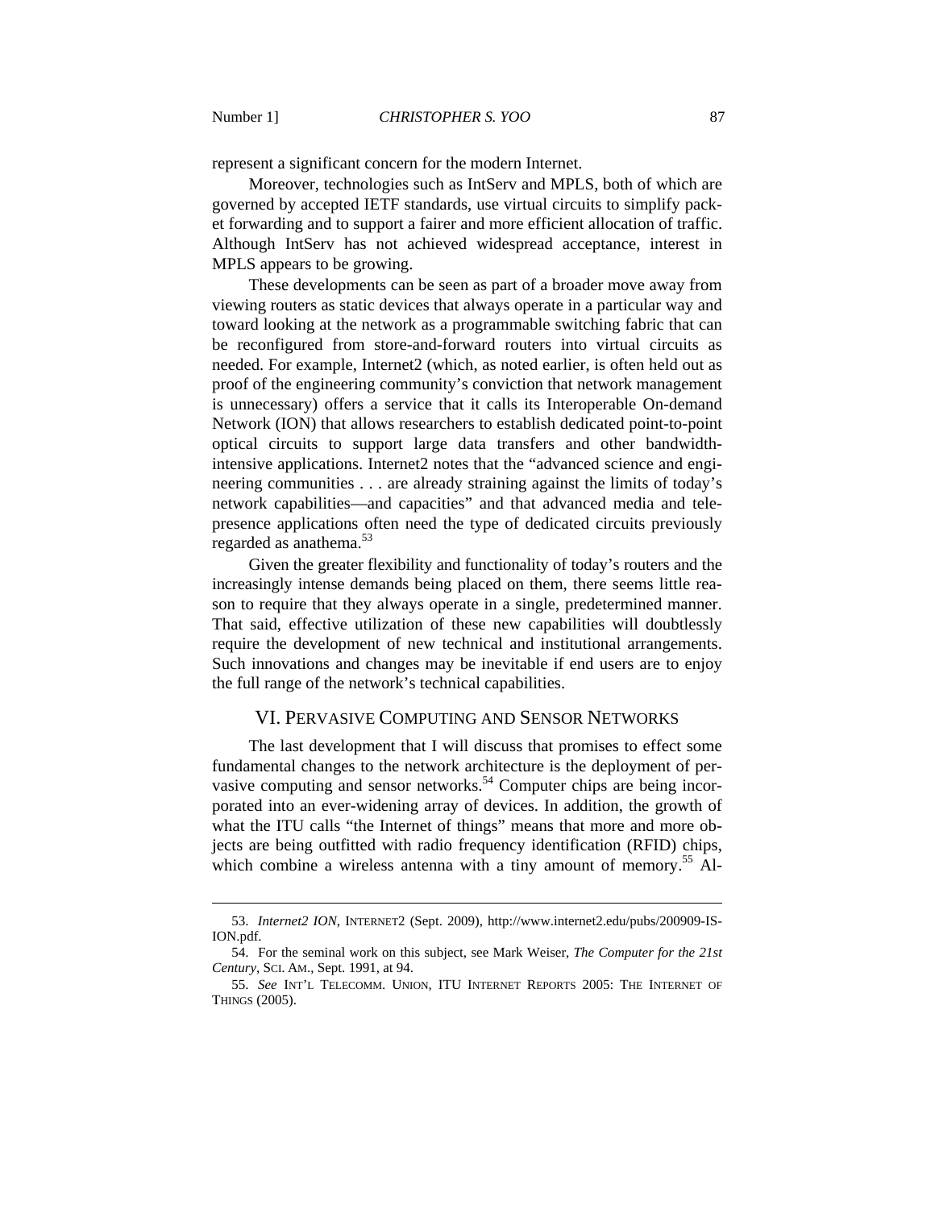represent a significant concern for the modern Internet.

Moreover, technologies such as IntServ and MPLS, both of which are governed by accepted IETF standards, use virtual circuits to simplify packet forwarding and to support a fairer and more efficient allocation of traffic. Although IntServ has not achieved widespread acceptance, interest in MPLS appears to be growing.

These developments can be seen as part of a broader move away from viewing routers as static devices that always operate in a particular way and toward looking at the network as a programmable switching fabric that can be reconfigured from store-and-forward routers into virtual circuits as needed. For example, Internet2 (which, as noted earlier, is often held out as proof of the engineering community's conviction that network management is unnecessary) offers a service that it calls its Interoperable On-demand Network (ION) that allows researchers to establish dedicated point-to-point optical circuits to support large data transfers and other bandwidth-intensive applications. Internet2 notes that the "advanced science and engineering communities . . . are already straining against the limits of today's network capabilities—and capacities" and that advanced media and telepresence applications often need the type of dedicated circuits previously regarded as anathema.[53]

Given the greater flexibility and functionality of today's routers and the increasingly intense demands being placed on them, there seems little reason to require that they always operate in a single, predetermined manner. That said, effective utilization of these new capabilities will doubtlessly require the development of new technical and institutional arrangements. Such innovations and changes may be inevitable if end users are to enjoy the full range of the network's technical capabilities.

## VI. PERVASIVE COMPUTING AND SENSOR NETWORKS

The last development that I will discuss that promises to effect some fundamental changes to the network architecture is the deployment of pervasive computing and sensor networks.[54] Computer chips are being incorporated into an ever-widening array of devices. In addition, the growth of what the ITU calls "the Internet of things" means that more and more objects are being outfitted with radio frequency identification (RFID) chips, which combine a wireless antenna with a tiny amount of memory.[55] Al-

---

53. *Internet2 ION*, INTERNET2 (Sept. 2009), http://www.internet2.edu/pubs/200909-IS-ION.pdf.

54. For the seminal work on this subject, see Mark Weiser, *The Computer for the 21st Century*, SCI. AM., Sept. 1991, at 94.

55. *See* INT'L TELECOMM. UNION, ITU INTERNET REPORTS 2005: THE INTERNET OF THINGS (2005).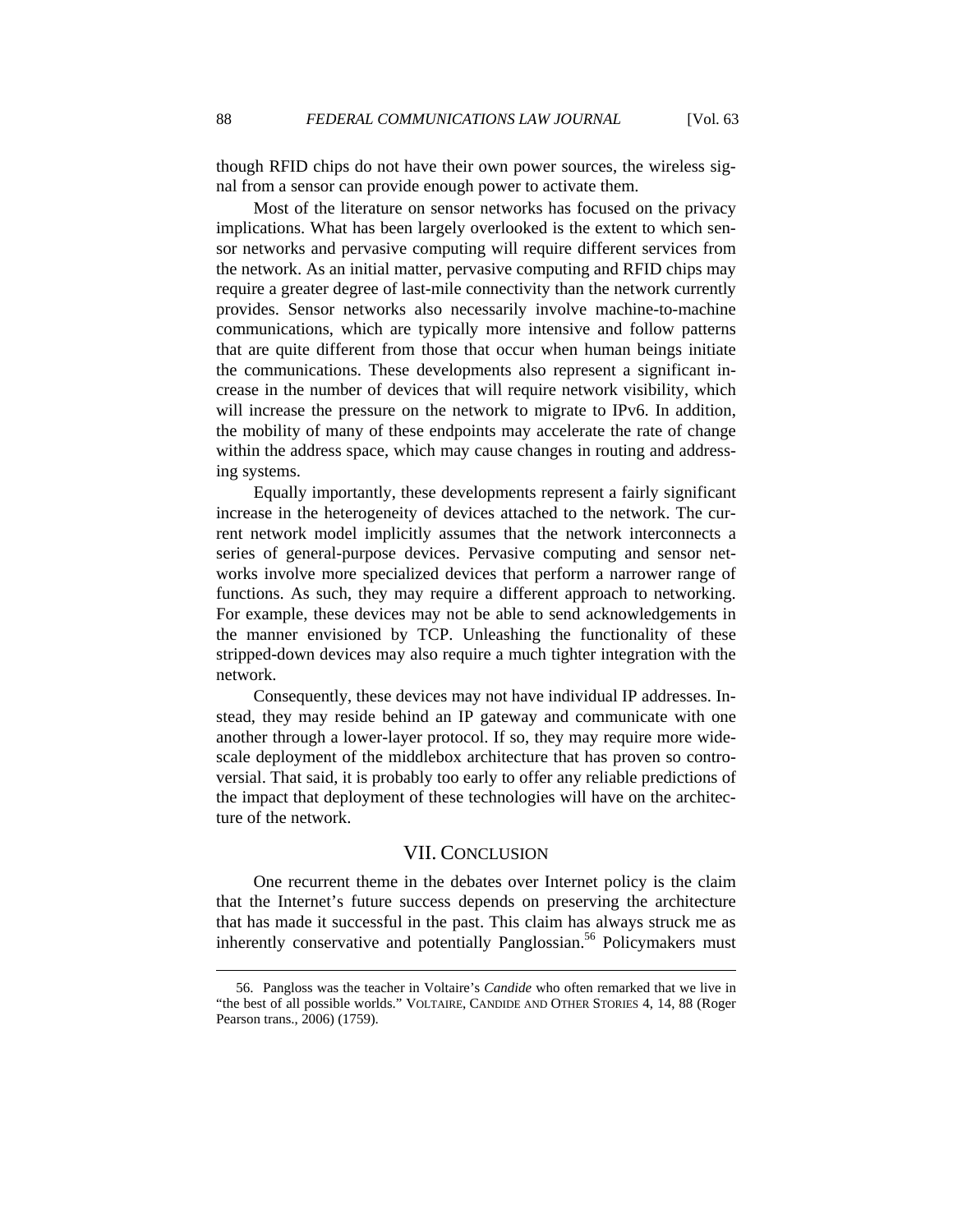though RFID chips do not have their own power sources, the wireless signal from a sensor can provide enough power to activate them.

Most of the literature on sensor networks has focused on the privacy implications. What has been largely overlooked is the extent to which sensor networks and pervasive computing will require different services from the network. As an initial matter, pervasive computing and RFID chips may require a greater degree of last-mile connectivity than the network currently provides. Sensor networks also necessarily involve machine-to-machine communications, which are typically more intensive and follow patterns that are quite different from those that occur when human beings initiate the communications. These developments also represent a significant increase in the number of devices that will require network visibility, which will increase the pressure on the network to migrate to IPv6. In addition, the mobility of many of these endpoints may accelerate the rate of change within the address space, which may cause changes in routing and addressing systems.

Equally importantly, these developments represent a fairly significant increase in the heterogeneity of devices attached to the network. The current network model implicitly assumes that the network interconnects a series of general-purpose devices. Pervasive computing and sensor networks involve more specialized devices that perform a narrower range of functions. As such, they may require a different approach to networking. For example, these devices may not be able to send acknowledgements in the manner envisioned by TCP. Unleashing the functionality of these stripped-down devices may also require a much tighter integration with the network.

Consequently, these devices may not have individual IP addresses. Instead, they may reside behind an IP gateway and communicate with one another through a lower-layer protocol. If so, they may require more widescale deployment of the middlebox architecture that has proven so controversial. That said, it is probably too early to offer any reliable predictions of the impact that deployment of these technologies will have on the architecture of the network.

## VII. CONCLUSION

One recurrent theme in the debates over Internet policy is the claim that the Internet's future success depends on preserving the architecture that has made it successful in the past. This claim has always struck me as inherently conservative and potentially Panglossian.[56] Policymakers must

56. Pangloss was the teacher in Voltaire's *Candide* who often remarked that we live in "the best of all possible worlds." VOLTAIRE, CANDIDE AND OTHER STORIES 4, 14, 88 (Roger Pearson trans., 2006) (1759).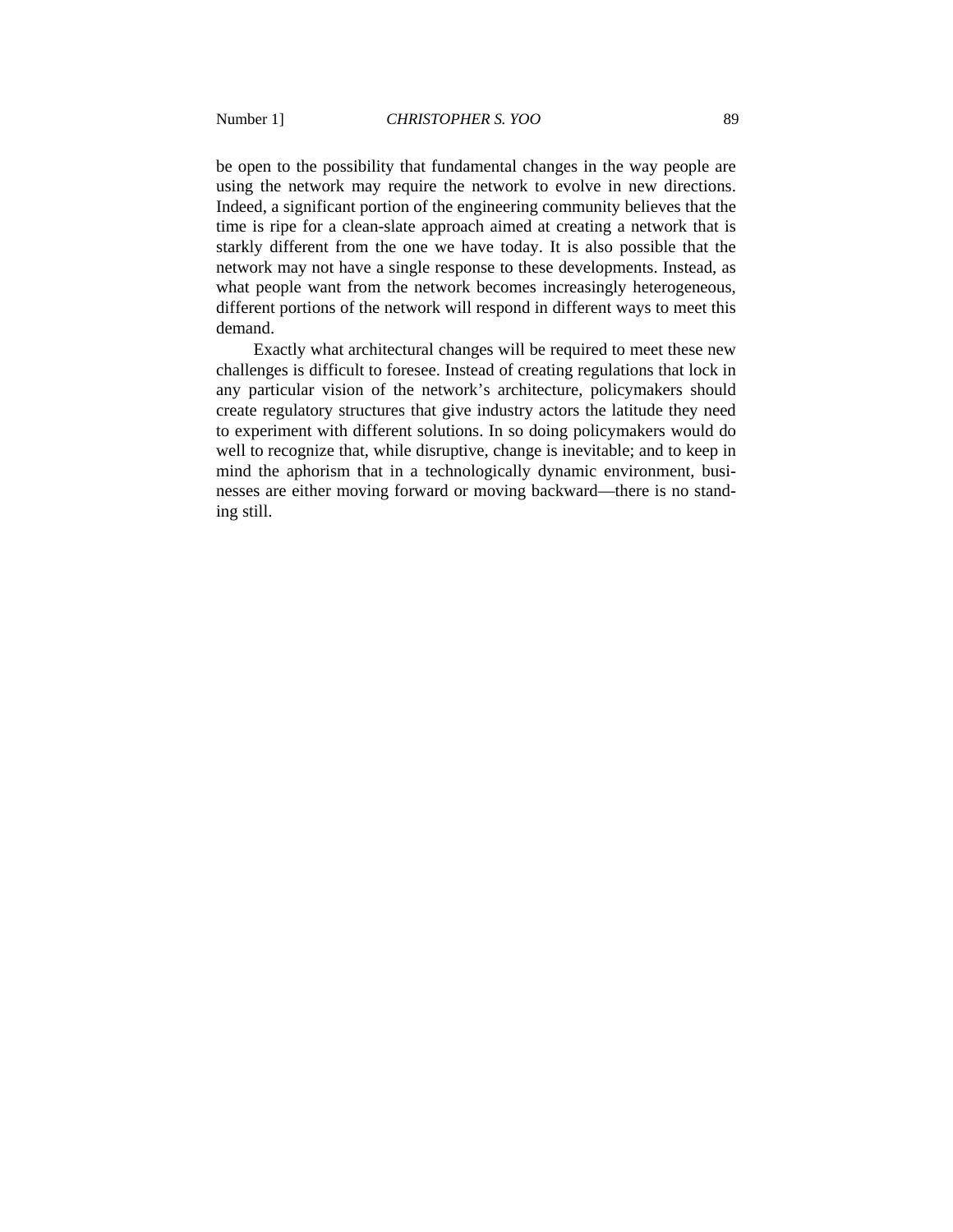be open to the possibility that fundamental changes in the way people are using the network may require the network to evolve in new directions. Indeed, a significant portion of the engineering community believes that the time is ripe for a clean-slate approach aimed at creating a network that is starkly different from the one we have today. It is also possible that the network may not have a single response to these developments. Instead, as what people want from the network becomes increasingly heterogeneous, different portions of the network will respond in different ways to meet this demand.

Exactly what architectural changes will be required to meet these new challenges is difficult to foresee. Instead of creating regulations that lock in any particular vision of the network's architecture, policymakers should create regulatory structures that give industry actors the latitude they need to experiment with different solutions. In so doing policymakers would do well to recognize that, while disruptive, change is inevitable; and to keep in mind the aphorism that in a technologically dynamic environment, businesses are either moving forward or moving backward—there is no standing still.